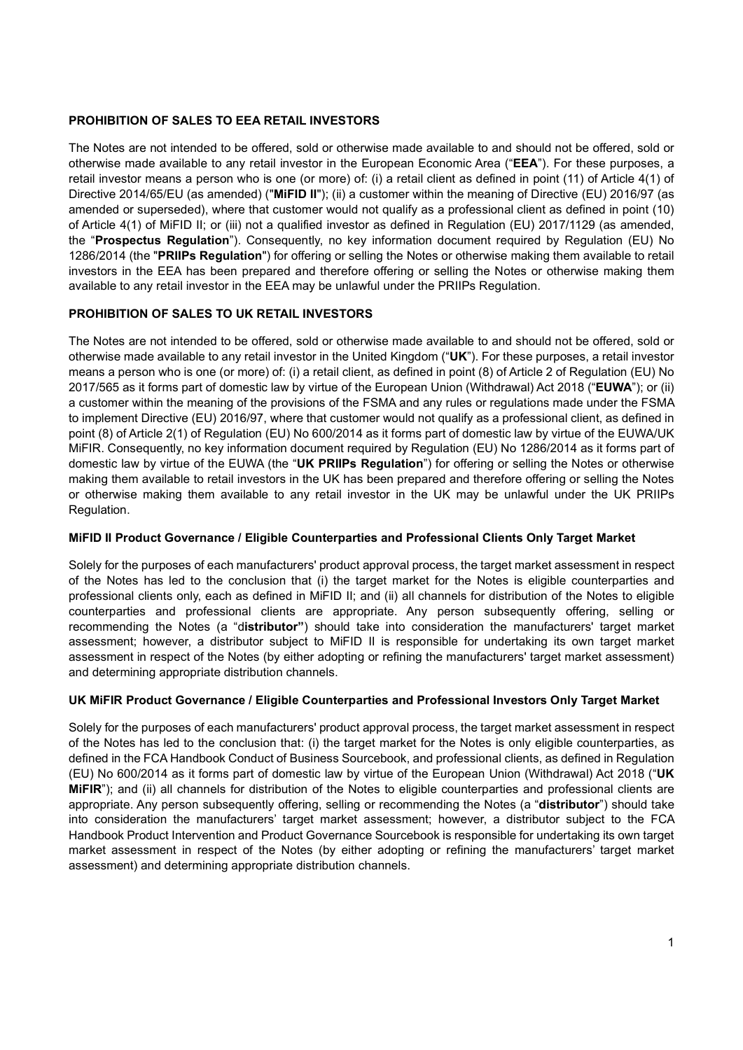**PROHIBITION OF SALES TO EEA RETAIL INVESTORS**

The Notes are not intended to be offered, sold or otherwise made available to and should not be offered, sold or otherwise made available to any retail investor in the European Economic Area ("**EEA**"). For these purposes, a retail investor means a person who is one (or more) of: (i) a retail client as defined in point (11) of Article 4(1) of Directive 2014/65/EU (as amended) ("**MiFID II**"); (ii) a customer within the meaning of Directive (EU) 2016/97 (as amended or superseded), where that customer would not qualify as a professional client as defined in point (10) of Article 4(1) of MiFID II; or (iii) not a qualified investor as defined in Regulation (EU) 2017/1129 (as amended, the "**Prospectus Regulation**"). Consequently, no key information document required by Regulation (EU) No 1286/2014 (the "**PRIIPs Regulation**") for offering or selling the Notes or otherwise making them available to retail investors in the EEA has been prepared and therefore offering or selling the Notes or otherwise making them available to any retail investor in the EEA may be unlawful under the PRIIPs Regulation.

**PROHIBITION OF SALES TO UK RETAIL INVESTORS**

The Notes are not intended to be offered, sold or otherwise made available to and should not be offered, sold or otherwise made available to any retail investor in the United Kingdom ("**UK**"). For these purposes, a retail investor means a person who is one (or more) of: (i) a retail client, as defined in point (8) of Article 2 of Regulation (EU) No 2017/565 as it forms part of domestic law by virtue of the European Union (Withdrawal) Act 2018 ("**EUWA**"); or (ii) a customer within the meaning of the provisions of the FSMA and any rules or regulations made under the FSMA to implement Directive (EU) 2016/97, where that customer would not qualify as a professional client, as defined in point (8) of Article 2(1) of Regulation (EU) No 600/2014 as it forms part of domestic law by virtue of the EUWA/UK MiFIR. Consequently, no key information document required by Regulation (EU) No 1286/2014 as it forms part of domestic law by virtue of the EUWA (the "**UK PRIIPs Regulation**") for offering or selling the Notes or otherwise making them available to retail investors in the UK has been prepared and therefore offering or selling the Notes or otherwise making them available to any retail investor in the UK may be unlawful under the UK PRIIPs Regulation.

**MiFID II Product Governance / Eligible Counterparties and Professional Clients Only Target Market**

Solely for the purposes of each manufacturers' product approval process, the target market assessment in respect of the Notes has led to the conclusion that (i) the target market for the Notes is eligible counterparties and professional clients only, each as defined in MiFID II; and (ii) all channels for distribution of the Notes to eligible counterparties and professional clients are appropriate. Any person subsequently offering, selling or recommending the Notes (a "**distributor**") should take into consideration the manufacturers' target market assessment; however, a distributor subject to MiFID II is responsible for undertaking its own target market assessment in respect of the Notes (by either adopting or refining the manufacturers' target market assessment) and determining appropriate distribution channels.

**UK MiFIR Product Governance / Eligible Counterparties and Professional Investors Only Target Market**

Solely for the purposes of each manufacturers' product approval process, the target market assessment in respect of the Notes has led to the conclusion that: (i) the target market for the Notes is only eligible counterparties, as defined in the FCA Handbook Conduct of Business Sourcebook, and professional clients, as defined in Regulation (EU) No 600/2014 as it forms part of domestic law by virtue of the European Union (Withdrawal) Act 2018 ("**UK MiFIR**"); and (ii) all channels for distribution of the Notes to eligible counterparties and professional clients are appropriate. Any person subsequently offering, selling or recommending the Notes (a "**distributor**") should take into consideration the manufacturers' target market assessment; however, a distributor subject to the FCA Handbook Product Intervention and Product Governance Sourcebook is responsible for undertaking its own target market assessment in respect of the Notes (by either adopting or refining the manufacturers' target market assessment) and determining appropriate distribution channels.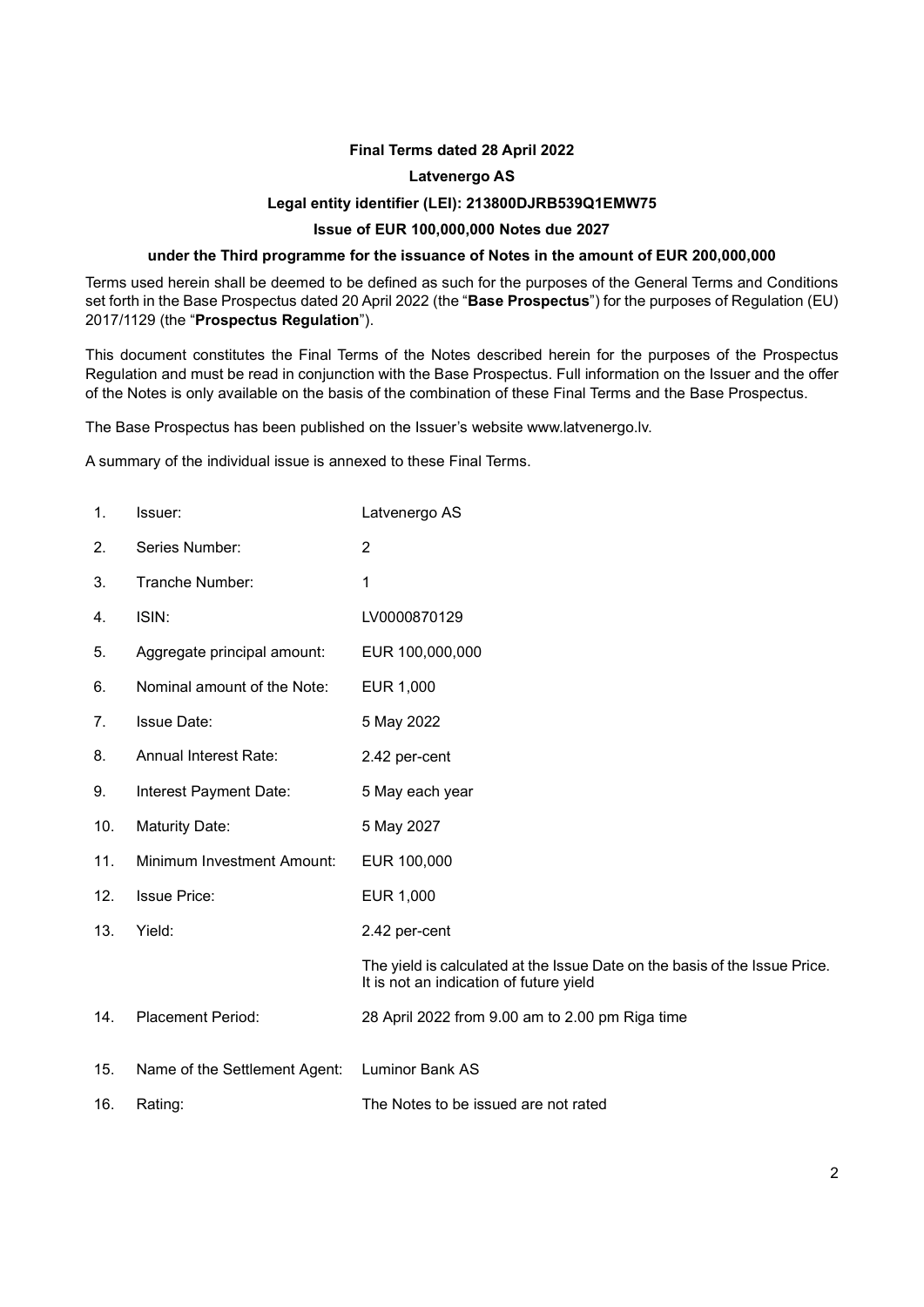**Final Terms dated 28 April 2022**

**Latvenergo AS**

**Legal entity identifier (LEI): 213800DJRB539Q1EMW75**

**Issue of EUR 100,000,000 Notes due 2027**

**under the Third programme for the issuance of Notes in the amount of EUR 200,000,000**

Terms used herein shall be deemed to be defined as such for the purposes of the General Terms and Conditions set forth in the Base Prospectus dated 20 April 2022 (the "**Base Prospectus**") for the purposes of Regulation (EU) 2017/1129 (the "**Prospectus Regulation**").

This document constitutes the Final Terms of the Notes described herein for the purposes of the Prospectus Regulation and must be read in conjunction with the Base Prospectus. Full information on the Issuer and the offer of the Notes is only available on the basis of the combination of these Final Terms and the Base Prospectus.

The Base Prospectus has been published on the Issuer's website www.latvenergo.lv.

A summary of the individual issue is annexed to these Final Terms.

| | | |
|---|---|---|
| 1. | Issuer: | Latvenergo AS |
| 2. | Series Number: | 2 |
| 3. | Tranche Number: | 1 |
| 4. | ISIN: | LV0000870129 |
| 5. | Aggregate principal amount: | EUR 100,000,000 |
| 6. | Nominal amount of the Note: | EUR 1,000 |
| 7. | Issue Date: | 5 May 2022 |
| 8. | Annual Interest Rate: | 2.42 per-cent |
| 9. | Interest Payment Date: | 5 May each year |
| 10. | Maturity Date: | 5 May 2027 |
| 11. | Minimum Investment Amount: | EUR 100,000 |
| 12. | Issue Price: | EUR 1,000 |
| 13. | Yield: | 2.42 per-cent<br><br>The yield is calculated at the Issue Date on the basis of the Issue Price. It is not an indication of future yield |
| 14. | Placement Period: | 28 April 2022 from 9.00 am to 2.00 pm Riga time |
| 15. | Name of the Settlement Agent: | Luminor Bank AS |
| 16. | Rating: | The Notes to be issued are not rated |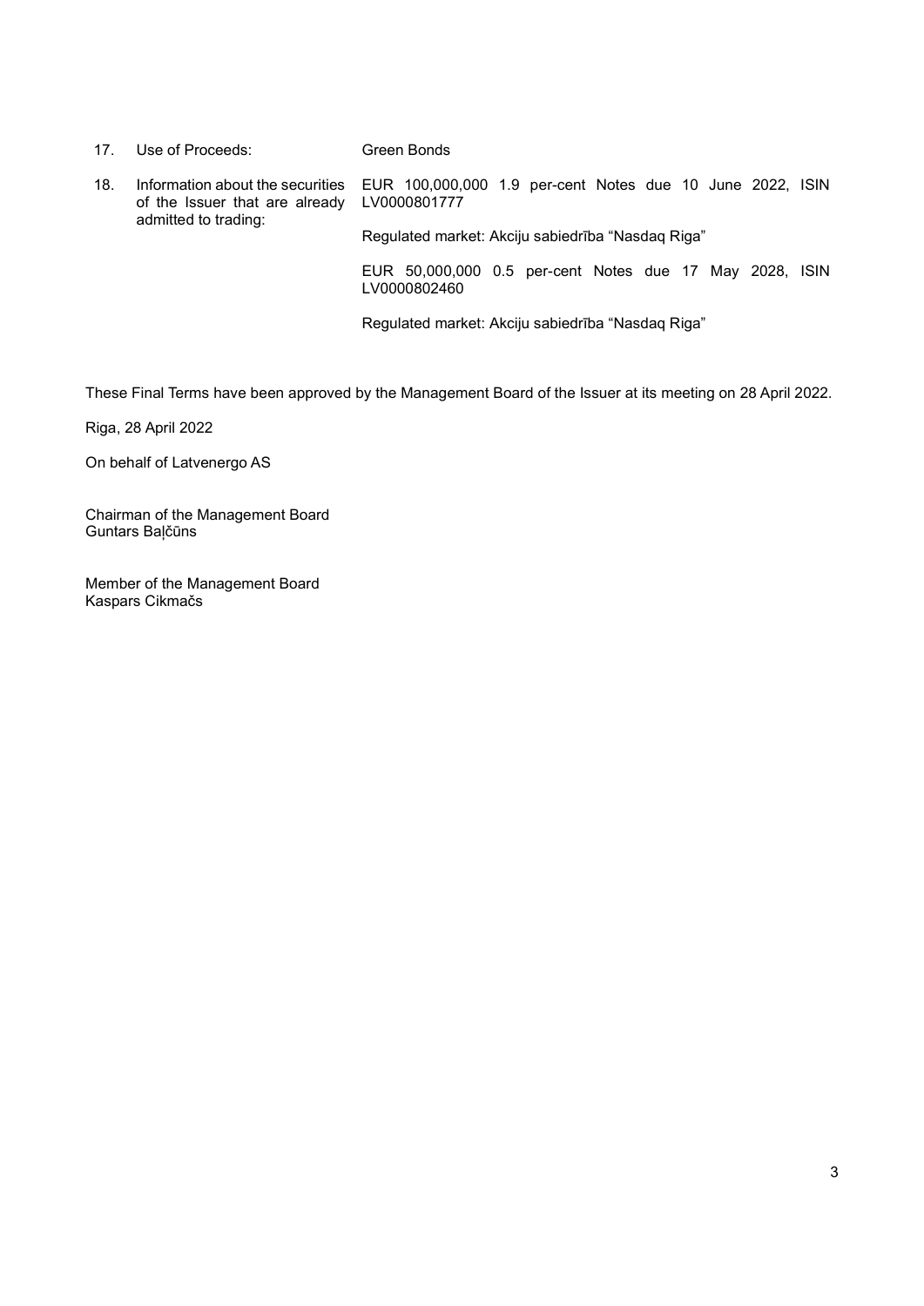| | | |
|---|---|---|
| 17. | Use of Proceeds: | Green Bonds |
| 18. | Information about the securities of the Issuer that are already admitted to trading: | EUR 100,000,000 1.9 per-cent Notes due 10 June 2022, ISIN LV0000801777<br><br>Regulated market: Akciju sabiedrība "Nasdaq Riga"<br><br>EUR 50,000,000 0.5 per-cent Notes due 17 May 2028, ISIN LV0000802460<br><br>Regulated market: Akciju sabiedrība "Nasdaq Riga" |

These Final Terms have been approved by the Management Board of the Issuer at its meeting on 28 April 2022.

Riga, 28 April 2022

On behalf of Latvenergo AS

Chairman of the Management Board
Guntars Baļčūns

Member of the Management Board
Kaspars Cikmačs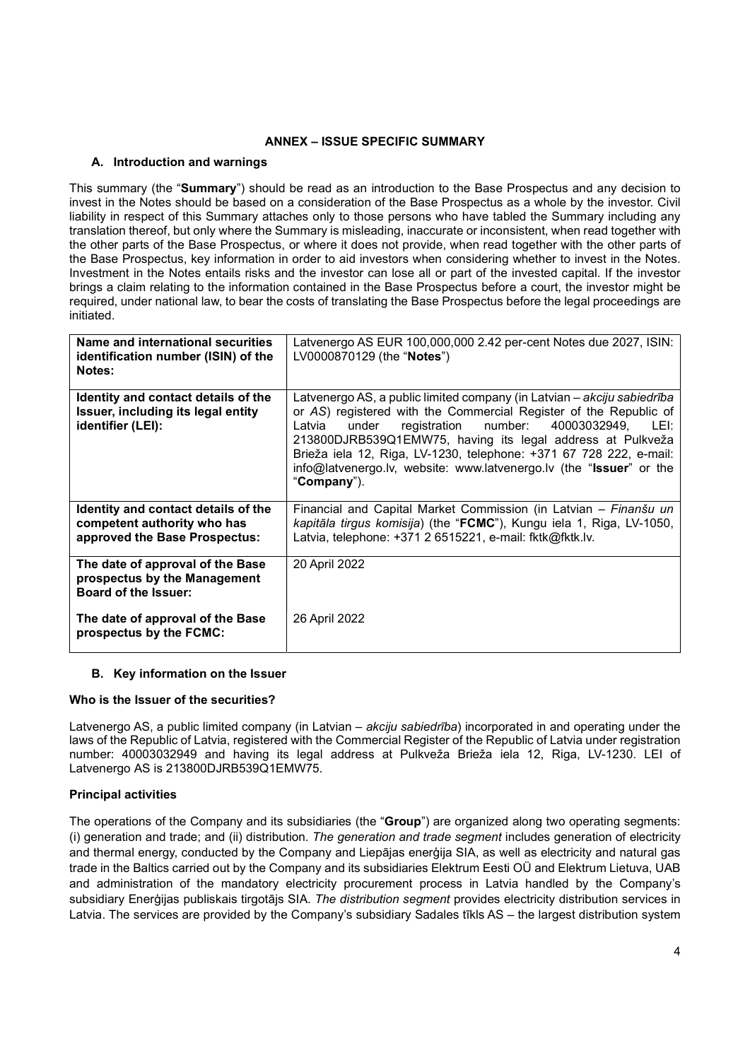## ANNEX – ISSUE SPECIFIC SUMMARY

### A. Introduction and warnings

This summary (the "**Summary**") should be read as an introduction to the Base Prospectus and any decision to invest in the Notes should be based on a consideration of the Base Prospectus as a whole by the investor. Civil liability in respect of this Summary attaches only to those persons who have tabled the Summary including any translation thereof, but only where the Summary is misleading, inaccurate or inconsistent, when read together with the other parts of the Base Prospectus, or where it does not provide, when read together with the other parts of the Base Prospectus, key information in order to aid investors when considering whether to invest in the Notes. Investment in the Notes entails risks and the investor can lose all or part of the invested capital. If the investor brings a claim relating to the information contained in the Base Prospectus before a court, the investor might be required, under national law, to bear the costs of translating the Base Prospectus before the legal proceedings are initiated.

| | |
|---|---|
| **Name and international securities identification number (ISIN) of the Notes:** | Latvenergo AS EUR 100,000,000 2.42 per-cent Notes due 2027, ISIN: LV0000870129 (the "**Notes**") |
| **Identity and contact details of the Issuer, including its legal entity identifier (LEI):** | Latvenergo AS, a public limited company (in Latvian – *akciju sabiedrība* or *AS*) registered with the Commercial Register of the Republic of Latvia under registration number: 40003032949, LEI: 213800DJRB539Q1EMW75, having its legal address at Pulkveža Brieža iela 12, Riga, LV-1230, telephone: +371 67 728 222, e-mail: info@latvenergo.lv, website: www.latvenergo.lv (the "**Issuer**" or the "**Company**"). |
| **Identity and contact details of the competent authority who has approved the Base Prospectus:** | Financial and Capital Market Commission (in Latvian – *Finanšu un kapitāla tirgus komisija*) (the "**FCMC**"), Kungu iela 1, Riga, LV-1050, Latvia, telephone: +371 2 6515221, e-mail: fktk@fktk.lv. |
| **The date of approval of the Base prospectus by the Management Board of the Issuer:** | 20 April 2022 |
| **The date of approval of the Base prospectus by the FCMC:** | 26 April 2022 |

### B. Key information on the Issuer

**Who is the Issuer of the securities?**

Latvenergo AS, a public limited company (in Latvian – *akciju sabiedrība*) incorporated in and operating under the laws of the Republic of Latvia, registered with the Commercial Register of the Republic of Latvia under registration number: 40003032949 and having its legal address at Pulkveža Brieža iela 12, Riga, LV-1230. LEI of Latvenergo AS is 213800DJRB539Q1EMW75.

**Principal activities**

The operations of the Company and its subsidiaries (the "**Group**") are organized along two operating segments: (i) generation and trade; and (ii) distribution. *The generation and trade segment* includes generation of electricity and thermal energy, conducted by the Company and Liepājas enerģija SIA, as well as electricity and natural gas trade in the Baltics carried out by the Company and its subsidiaries Elektrum Eesti OÜ and Elektrum Lietuva, UAB and administration of the mandatory electricity procurement process in Latvia handled by the Company's subsidiary Enerģijas publiskais tirgotājs SIA. *The distribution segment* provides electricity distribution services in Latvia. The services are provided by the Company's subsidiary Sadales tīkls AS – the largest distribution system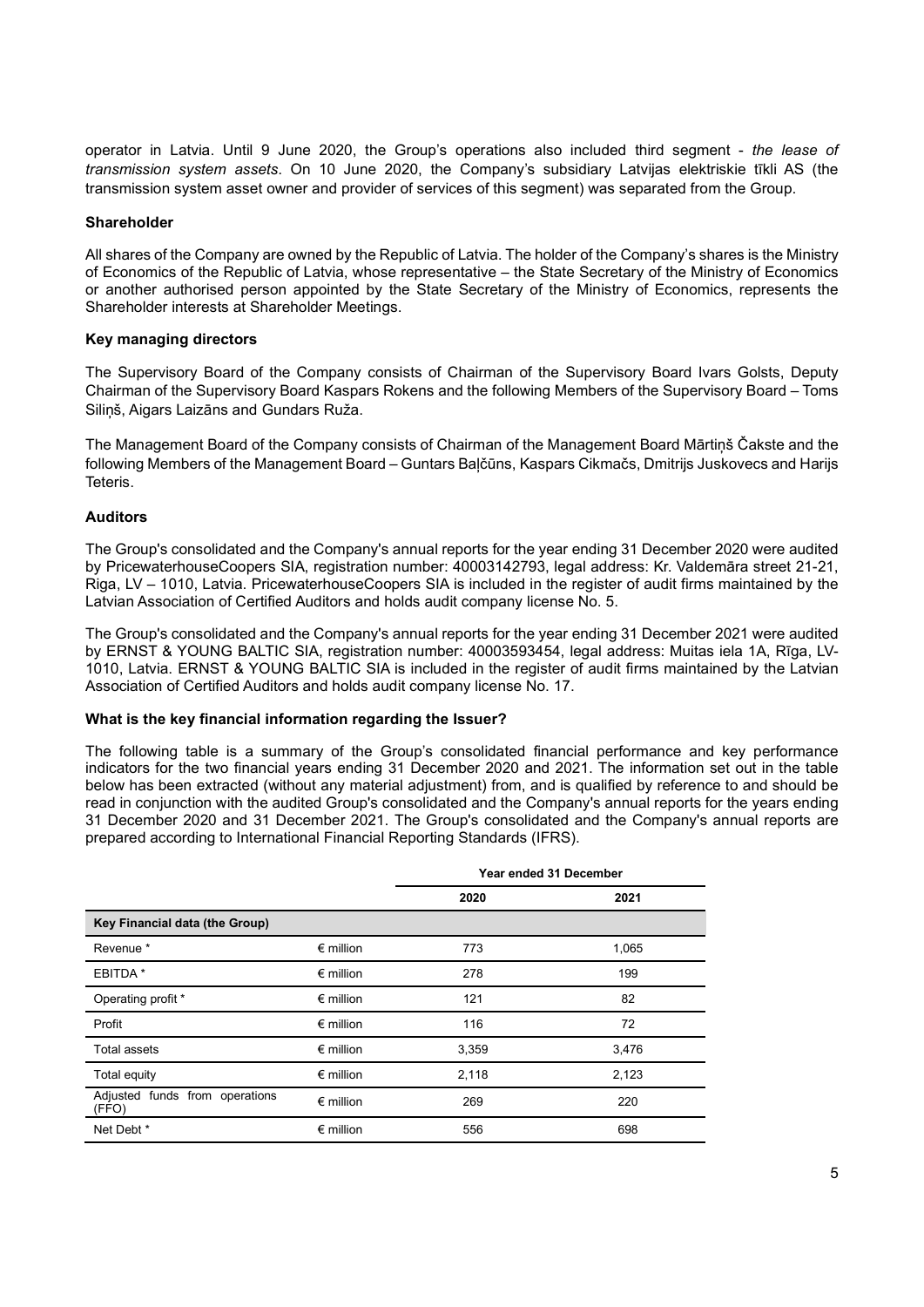operator in Latvia. Until 9 June 2020, the Group's operations also included third segment - *the lease of transmission system assets*. On 10 June 2020, the Company's subsidiary Latvijas elektriskie tīkli AS (the transmission system asset owner and provider of services of this segment) was separated from the Group.

**Shareholder**

All shares of the Company are owned by the Republic of Latvia. The holder of the Company's shares is the Ministry of Economics of the Republic of Latvia, whose representative – the State Secretary of the Ministry of Economics or another authorised person appointed by the State Secretary of the Ministry of Economics, represents the Shareholder interests at Shareholder Meetings.

**Key managing directors**

The Supervisory Board of the Company consists of Chairman of the Supervisory Board Ivars Golsts, Deputy Chairman of the Supervisory Board Kaspars Rokens and the following Members of the Supervisory Board – Toms Siliņš, Aigars Laizāns and Gundars Ruža.

The Management Board of the Company consists of Chairman of the Management Board Mārtiņš Čakste and the following Members of the Management Board – Guntars Baļčūns, Kaspars Cikmačs, Dmitrijs Juskovecs and Harijs Teteris.

**Auditors**

The Group's consolidated and the Company's annual reports for the year ending 31 December 2020 were audited by PricewaterhouseCoopers SIA, registration number: 40003142793, legal address: Kr. Valdemāra street 21-21, Riga, LV – 1010, Latvia. PricewaterhouseCoopers SIA is included in the register of audit firms maintained by the Latvian Association of Certified Auditors and holds audit company license No. 5.

The Group's consolidated and the Company's annual reports for the year ending 31 December 2021 were audited by ERNST & YOUNG BALTIC SIA, registration number: 40003593454, legal address: Muitas iela 1A, Rīga, LV-1010, Latvia. ERNST & YOUNG BALTIC SIA is included in the register of audit firms maintained by the Latvian Association of Certified Auditors and holds audit company license No. 17.

**What is the key financial information regarding the Issuer?**

The following table is a summary of the Group's consolidated financial performance and key performance indicators for the two financial years ending 31 December 2020 and 2021. The information set out in the table below has been extracted (without any material adjustment) from, and is qualified by reference to and should be read in conjunction with the audited Group's consolidated and the Company's annual reports for the years ending 31 December 2020 and 31 December 2021. The Group's consolidated and the Company's annual reports are prepared according to International Financial Reporting Standards (IFRS).

| | | Year ended 31 December | |
|---|---|---|---|
| | | 2020 | 2021 |
| **Key Financial data (the Group)** | | | |
| Revenue * | € million | 773 | 1,065 |
| EBITDA * | € million | 278 | 199 |
| Operating profit * | € million | 121 | 82 |
| Profit | € million | 116 | 72 |
| Total assets | € million | 3,359 | 3,476 |
| Total equity | € million | 2,118 | 2,123 |
| Adjusted funds from operations (FFO) | € million | 269 | 220 |
| Net Debt * | € million | 556 | 698 |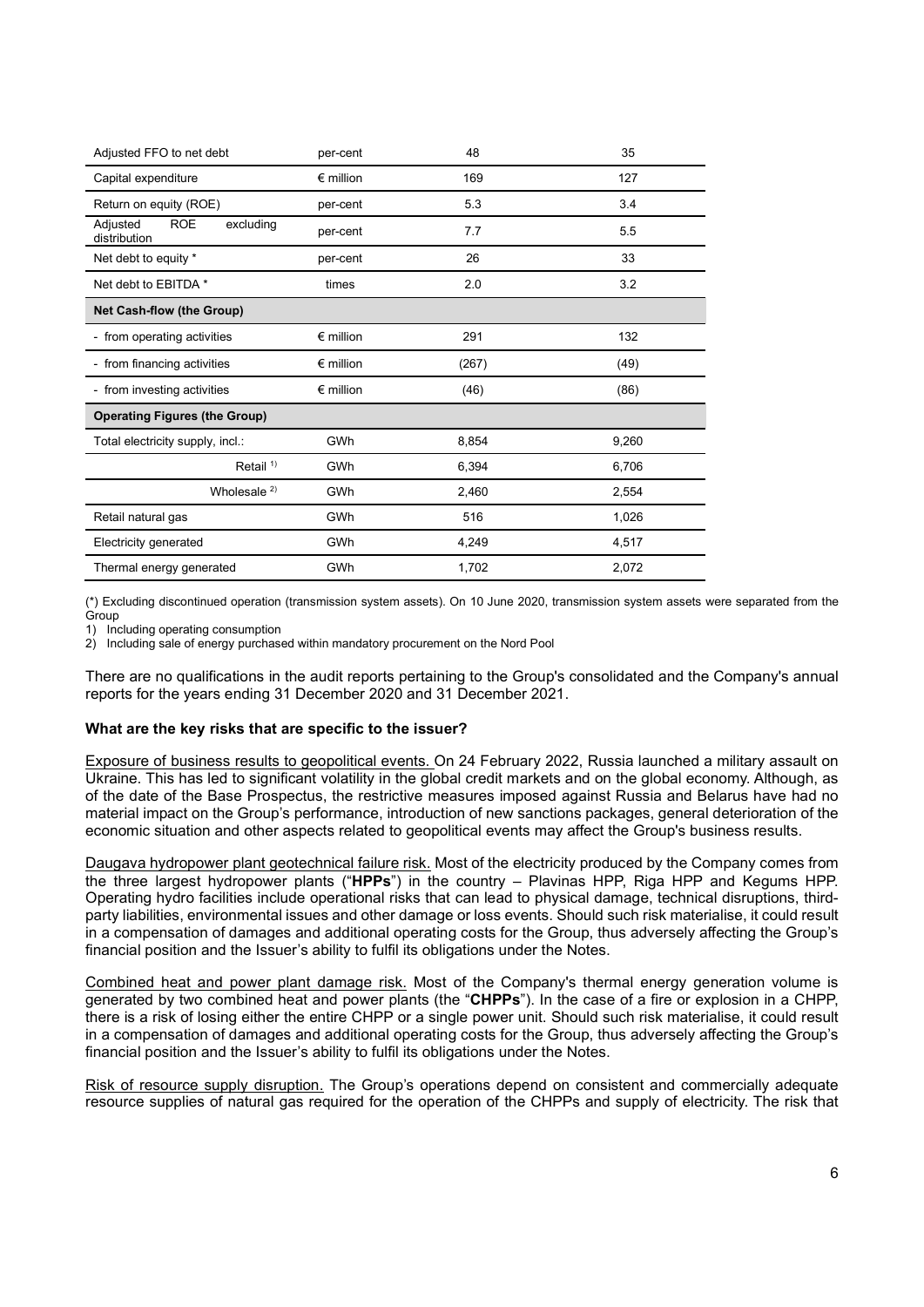| | | | |
|---|---|---|---|
| Adjusted FFO to net debt | per-cent | 48 | 35 |
| Capital expenditure | € million | 169 | 127 |
| Return on equity (ROE) | per-cent | 5.3 | 3.4 |
| Adjusted ROE excluding distribution | per-cent | 7.7 | 5.5 |
| Net debt to equity * | per-cent | 26 | 33 |
| Net debt to EBITDA * | times | 2.0 | 3.2 |
| **Net Cash-flow (the Group)** | | | |
| - from operating activities | € million | 291 | 132 |
| - from financing activities | € million | (267) | (49) |
| - from investing activities | € million | (46) | (86) |
| **Operating Figures (the Group)** | | | |
| Total electricity supply, incl.: | GWh | 8,854 | 9,260 |
| Retail [1] | GWh | 6,394 | 6,706 |
| Wholesale [2] | GWh | 2,460 | 2,554 |
| Retail natural gas | GWh | 516 | 1,026 |
| Electricity generated | GWh | 4,249 | 4,517 |
| Thermal energy generated | GWh | 1,702 | 2,072 |

(*) Excluding discontinued operation (transmission system assets). On 10 June 2020, transmission system assets were separated from the Group

1) Including operating consumption
2) Including sale of energy purchased within mandatory procurement on the Nord Pool

There are no qualifications in the audit reports pertaining to the Group's consolidated and the Company's annual reports for the years ending 31 December 2020 and 31 December 2021.

**What are the key risks that are specific to the issuer?**

Exposure of business results to geopolitical events. On 24 February 2022, Russia launched a military assault on Ukraine. This has led to significant volatility in the global credit markets and on the global economy. Although, as of the date of the Base Prospectus, the restrictive measures imposed against Russia and Belarus have had no material impact on the Group's performance, introduction of new sanctions packages, general deterioration of the economic situation and other aspects related to geopolitical events may affect the Group's business results.

Daugava hydropower plant geotechnical failure risk. Most of the electricity produced by the Company comes from the three largest hydropower plants ("**HPPs**") in the country – Plavinas HPP, Riga HPP and Kegums HPP. Operating hydro facilities include operational risks that can lead to physical damage, technical disruptions, third-party liabilities, environmental issues and other damage or loss events. Should such risk materialise, it could result in a compensation of damages and additional operating costs for the Group, thus adversely affecting the Group's financial position and the Issuer's ability to fulfil its obligations under the Notes.

Combined heat and power plant damage risk. Most of the Company's thermal energy generation volume is generated by two combined heat and power plants (the "**CHPPs**"). In the case of a fire or explosion in a CHPP, there is a risk of losing either the entire CHPP or a single power unit. Should such risk materialise, it could result in a compensation of damages and additional operating costs for the Group, thus adversely affecting the Group's financial position and the Issuer's ability to fulfil its obligations under the Notes.

Risk of resource supply disruption. The Group's operations depend on consistent and commercially adequate resource supplies of natural gas required for the operation of the CHPPs and supply of electricity. The risk that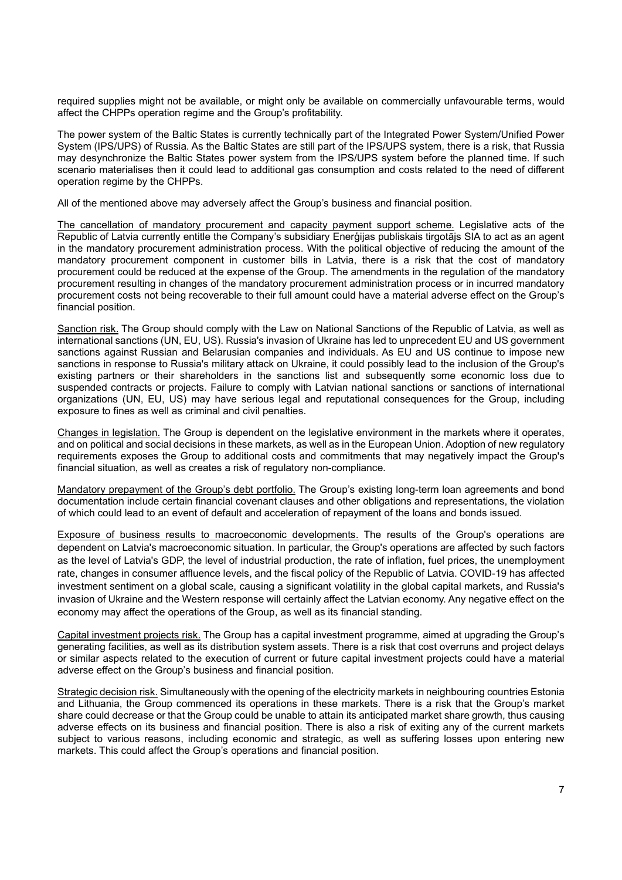required supplies might not be available, or might only be available on commercially unfavourable terms, would affect the CHPPs operation regime and the Group's profitability.

The power system of the Baltic States is currently technically part of the Integrated Power System/Unified Power System (IPS/UPS) of Russia. As the Baltic States are still part of the IPS/UPS system, there is a risk, that Russia may desynchronize the Baltic States power system from the IPS/UPS system before the planned time. If such scenario materialises then it could lead to additional gas consumption and costs related to the need of different operation regime by the CHPPs.

All of the mentioned above may adversely affect the Group's business and financial position.

<u>The cancellation of mandatory procurement and capacity payment support scheme.</u> Legislative acts of the Republic of Latvia currently entitle the Company's subsidiary Enerģijas publiskais tirgotājs SIA to act as an agent in the mandatory procurement administration process. With the political objective of reducing the amount of the mandatory procurement component in customer bills in Latvia, there is a risk that the cost of mandatory procurement could be reduced at the expense of the Group. The amendments in the regulation of the mandatory procurement resulting in changes of the mandatory procurement administration process or in incurred mandatory procurement costs not being recoverable to their full amount could have a material adverse effect on the Group's financial position.

<u>Sanction risk.</u> The Group should comply with the Law on National Sanctions of the Republic of Latvia, as well as international sanctions (UN, EU, US). Russia's invasion of Ukraine has led to unprecedent EU and US government sanctions against Russian and Belarusian companies and individuals. As EU and US continue to impose new sanctions in response to Russia's military attack on Ukraine, it could possibly lead to the inclusion of the Group's existing partners or their shareholders in the sanctions list and subsequently some economic loss due to suspended contracts or projects. Failure to comply with Latvian national sanctions or sanctions of international organizations (UN, EU, US) may have serious legal and reputational consequences for the Group, including exposure to fines as well as criminal and civil penalties.

<u>Changes in legislation.</u> The Group is dependent on the legislative environment in the markets where it operates, and on political and social decisions in these markets, as well as in the European Union. Adoption of new regulatory requirements exposes the Group to additional costs and commitments that may negatively impact the Group's financial situation, as well as creates a risk of regulatory non-compliance.

<u>Mandatory prepayment of the Group's debt portfolio.</u> The Group's existing long-term loan agreements and bond documentation include certain financial covenant clauses and other obligations and representations, the violation of which could lead to an event of default and acceleration of repayment of the loans and bonds issued.

<u>Exposure of business results to macroeconomic developments.</u> The results of the Group's operations are dependent on Latvia's macroeconomic situation. In particular, the Group's operations are affected by such factors as the level of Latvia's GDP, the level of industrial production, the rate of inflation, fuel prices, the unemployment rate, changes in consumer affluence levels, and the fiscal policy of the Republic of Latvia. COVID-19 has affected investment sentiment on a global scale, causing a significant volatility in the global capital markets, and Russia's invasion of Ukraine and the Western response will certainly affect the Latvian economy. Any negative effect on the economy may affect the operations of the Group, as well as its financial standing.

<u>Capital investment projects risk.</u> The Group has a capital investment programme, aimed at upgrading the Group's generating facilities, as well as its distribution system assets. There is a risk that cost overruns and project delays or similar aspects related to the execution of current or future capital investment projects could have a material adverse effect on the Group's business and financial position.

<u>Strategic decision risk.</u> Simultaneously with the opening of the electricity markets in neighbouring countries Estonia and Lithuania, the Group commenced its operations in these markets. There is a risk that the Group's market share could decrease or that the Group could be unable to attain its anticipated market share growth, thus causing adverse effects on its business and financial position. There is also a risk of exiting any of the current markets subject to various reasons, including economic and strategic, as well as suffering losses upon entering new markets. This could affect the Group's operations and financial position.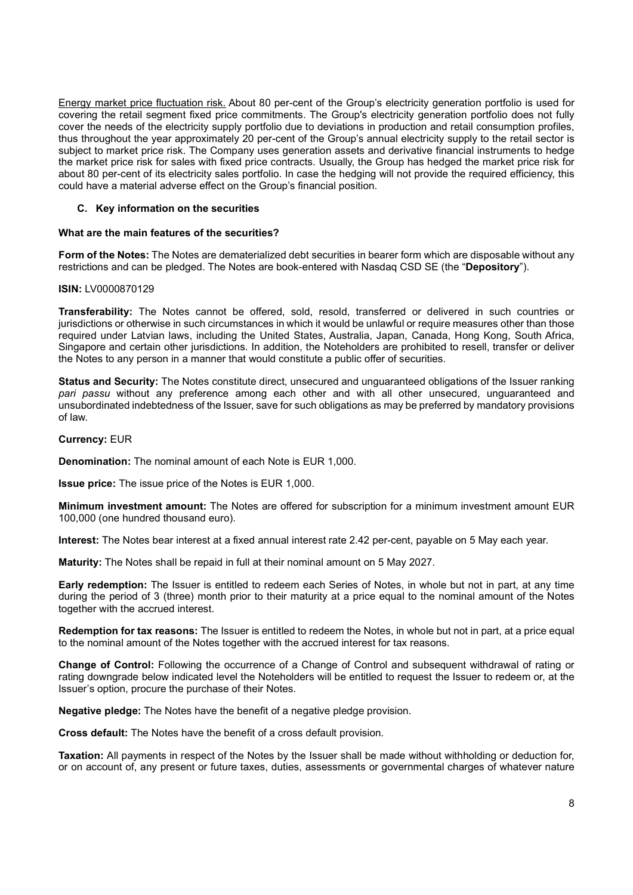Energy market price fluctuation risk. About 80 per-cent of the Group's electricity generation portfolio is used for covering the retail segment fixed price commitments. The Group's electricity generation portfolio does not fully cover the needs of the electricity supply portfolio due to deviations in production and retail consumption profiles, thus throughout the year approximately 20 per-cent of the Group's annual electricity supply to the retail sector is subject to market price risk. The Company uses generation assets and derivative financial instruments to hedge the market price risk for sales with fixed price contracts. Usually, the Group has hedged the market price risk for about 80 per-cent of its electricity sales portfolio. In case the hedging will not provide the required efficiency, this could have a material adverse effect on the Group's financial position.

### C. Key information on the securities

**What are the main features of the securities?**

**Form of the Notes:** The Notes are dematerialized debt securities in bearer form which are disposable without any restrictions and can be pledged. The Notes are book-entered with Nasdaq CSD SE (the "**Depository**").

**ISIN:** LV0000870129

**Transferability:** The Notes cannot be offered, sold, resold, transferred or delivered in such countries or jurisdictions or otherwise in such circumstances in which it would be unlawful or require measures other than those required under Latvian laws, including the United States, Australia, Japan, Canada, Hong Kong, South Africa, Singapore and certain other jurisdictions. In addition, the Noteholders are prohibited to resell, transfer or deliver the Notes to any person in a manner that would constitute a public offer of securities.

**Status and Security:** The Notes constitute direct, unsecured and unguaranteed obligations of the Issuer ranking *pari passu* without any preference among each other and with all other unsecured, unguaranteed and unsubordinated indebtedness of the Issuer, save for such obligations as may be preferred by mandatory provisions of law.

**Currency:** EUR

**Denomination:** The nominal amount of each Note is EUR 1,000.

**Issue price:** The issue price of the Notes is EUR 1,000.

**Minimum investment amount:** The Notes are offered for subscription for a minimum investment amount EUR 100,000 (one hundred thousand euro).

**Interest:** The Notes bear interest at a fixed annual interest rate 2.42 per-cent, payable on 5 May each year.

**Maturity:** The Notes shall be repaid in full at their nominal amount on 5 May 2027.

**Early redemption:** The Issuer is entitled to redeem each Series of Notes, in whole but not in part, at any time during the period of 3 (three) month prior to their maturity at a price equal to the nominal amount of the Notes together with the accrued interest.

**Redemption for tax reasons:** The Issuer is entitled to redeem the Notes, in whole but not in part, at a price equal to the nominal amount of the Notes together with the accrued interest for tax reasons.

**Change of Control:** Following the occurrence of a Change of Control and subsequent withdrawal of rating or rating downgrade below indicated level the Noteholders will be entitled to request the Issuer to redeem or, at the Issuer's option, procure the purchase of their Notes.

**Negative pledge:** The Notes have the benefit of a negative pledge provision.

**Cross default:** The Notes have the benefit of a cross default provision.

**Taxation:** All payments in respect of the Notes by the Issuer shall be made without withholding or deduction for, or on account of, any present or future taxes, duties, assessments or governmental charges of whatever nature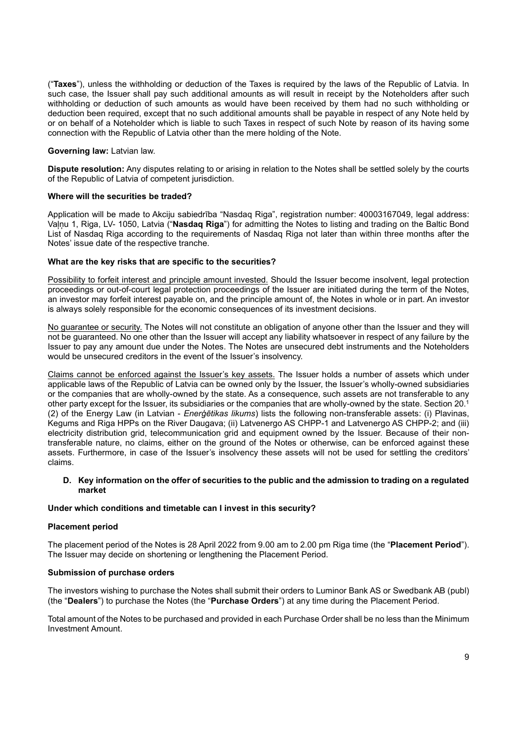("**Taxes**"), unless the withholding or deduction of the Taxes is required by the laws of the Republic of Latvia. In such case, the Issuer shall pay such additional amounts as will result in receipt by the Noteholders after such withholding or deduction of such amounts as would have been received by them had no such withholding or deduction been required, except that no such additional amounts shall be payable in respect of any Note held by or on behalf of a Noteholder which is liable to such Taxes in respect of such Note by reason of its having some connection with the Republic of Latvia other than the mere holding of the Note.

**Governing law:** Latvian law.

**Dispute resolution:** Any disputes relating to or arising in relation to the Notes shall be settled solely by the courts of the Republic of Latvia of competent jurisdiction.

**Where will the securities be traded?**

Application will be made to Akciju sabiedrība "Nasdaq Riga", registration number: 40003167049, legal address: Vaļņu 1, Riga, LV- 1050, Latvia ("**Nasdaq Riga**") for admitting the Notes to listing and trading on the Baltic Bond List of Nasdaq Riga according to the requirements of Nasdaq Riga not later than within three months after the Notes' issue date of the respective tranche.

**What are the key risks that are specific to the securities?**

Possibility to forfeit interest and principle amount invested. Should the Issuer become insolvent, legal protection proceedings or out-of-court legal protection proceedings of the Issuer are initiated during the term of the Notes, an investor may forfeit interest payable on, and the principle amount of, the Notes in whole or in part. An investor is always solely responsible for the economic consequences of its investment decisions.

No guarantee or security. The Notes will not constitute an obligation of anyone other than the Issuer and they will not be guaranteed. No one other than the Issuer will accept any liability whatsoever in respect of any failure by the Issuer to pay any amount due under the Notes. The Notes are unsecured debt instruments and the Noteholders would be unsecured creditors in the event of the Issuer's insolvency.

Claims cannot be enforced against the Issuer's key assets. The Issuer holds a number of assets which under applicable laws of the Republic of Latvia can be owned only by the Issuer, the Issuer's wholly-owned subsidiaries or the companies that are wholly-owned by the state. As a consequence, such assets are not transferable to any other party except for the Issuer, its subsidiaries or the companies that are wholly-owned by the state. Section 20.[1] (2) of the Energy Law (in Latvian - *Enerģētikas likums*) lists the following non-transferable assets: (i) Plavinas, Kegums and Riga HPPs on the River Daugava; (ii) Latvenergo AS CHPP-1 and Latvenergo AS CHPP-2; and (iii) electricity distribution grid, telecommunication grid and equipment owned by the Issuer. Because of their non-transferable nature, no claims, either on the ground of the Notes or otherwise, can be enforced against these assets. Furthermore, in case of the Issuer's insolvency these assets will not be used for settling the creditors' claims.

**D. Key information on the offer of securities to the public and the admission to trading on a regulated market**

**Under which conditions and timetable can I invest in this security?**

**Placement period**

The placement period of the Notes is 28 April 2022 from 9.00 am to 2.00 pm Riga time (the "**Placement Period**"). The Issuer may decide on shortening or lengthening the Placement Period.

**Submission of purchase orders**

The investors wishing to purchase the Notes shall submit their orders to Luminor Bank AS or Swedbank AB (publ) (the "**Dealers**") to purchase the Notes (the "**Purchase Orders**") at any time during the Placement Period.

Total amount of the Notes to be purchased and provided in each Purchase Order shall be no less than the Minimum Investment Amount.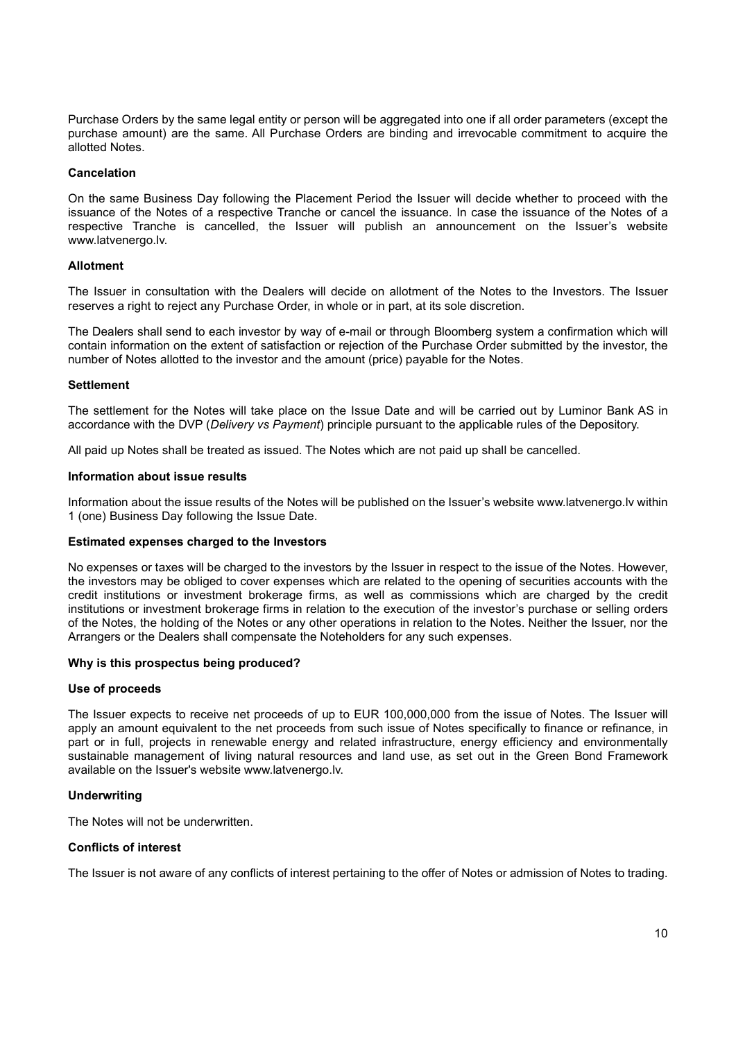Purchase Orders by the same legal entity or person will be aggregated into one if all order parameters (except the purchase amount) are the same. All Purchase Orders are binding and irrevocable commitment to acquire the allotted Notes.

**Cancelation**

On the same Business Day following the Placement Period the Issuer will decide whether to proceed with the issuance of the Notes of a respective Tranche or cancel the issuance. In case the issuance of the Notes of a respective Tranche is cancelled, the Issuer will publish an announcement on the Issuer's website www.latvenergo.lv.

**Allotment**

The Issuer in consultation with the Dealers will decide on allotment of the Notes to the Investors. The Issuer reserves a right to reject any Purchase Order, in whole or in part, at its sole discretion.

The Dealers shall send to each investor by way of e-mail or through Bloomberg system a confirmation which will contain information on the extent of satisfaction or rejection of the Purchase Order submitted by the investor, the number of Notes allotted to the investor and the amount (price) payable for the Notes.

**Settlement**

The settlement for the Notes will take place on the Issue Date and will be carried out by Luminor Bank AS in accordance with the DVP (*Delivery vs Payment*) principle pursuant to the applicable rules of the Depository.

All paid up Notes shall be treated as issued. The Notes which are not paid up shall be cancelled.

**Information about issue results**

Information about the issue results of the Notes will be published on the Issuer's website www.latvenergo.lv within 1 (one) Business Day following the Issue Date.

**Estimated expenses charged to the Investors**

No expenses or taxes will be charged to the investors by the Issuer in respect to the issue of the Notes. However, the investors may be obliged to cover expenses which are related to the opening of securities accounts with the credit institutions or investment brokerage firms, as well as commissions which are charged by the credit institutions or investment brokerage firms in relation to the execution of the investor's purchase or selling orders of the Notes, the holding of the Notes or any other operations in relation to the Notes. Neither the Issuer, nor the Arrangers or the Dealers shall compensate the Noteholders for any such expenses.

**Why is this prospectus being produced?**

**Use of proceeds**

The Issuer expects to receive net proceeds of up to EUR 100,000,000 from the issue of Notes. The Issuer will apply an amount equivalent to the net proceeds from such issue of Notes specifically to finance or refinance, in part or in full, projects in renewable energy and related infrastructure, energy efficiency and environmentally sustainable management of living natural resources and land use, as set out in the Green Bond Framework available on the Issuer's website www.latvenergo.lv.

**Underwriting**

The Notes will not be underwritten.

**Conflicts of interest**

The Issuer is not aware of any conflicts of interest pertaining to the offer of Notes or admission of Notes to trading.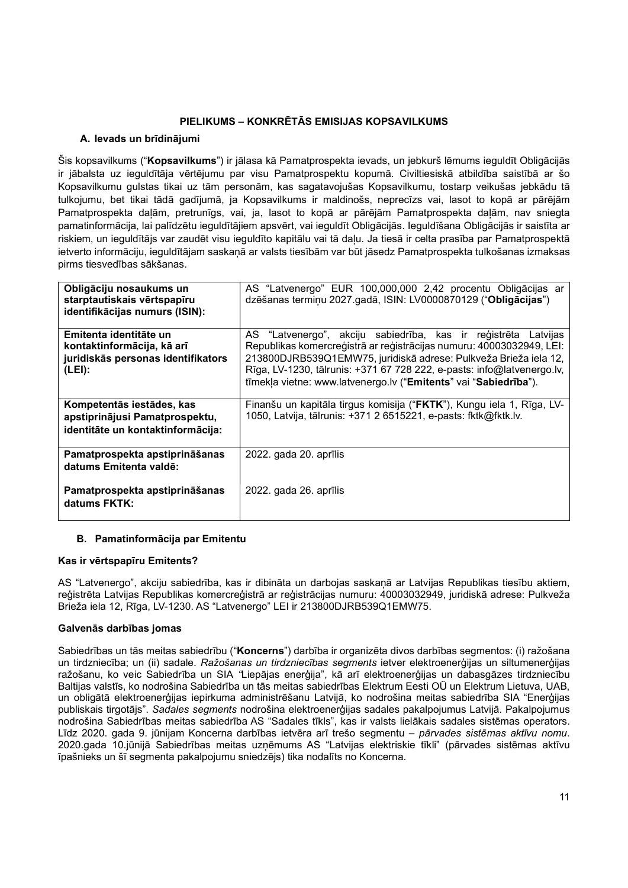## PIELIKUMS – KONKRĒTĀS EMISIJAS KOPSAVILKUMS

### A. Ievads un brīdinājumi

Šis kopsavilkums ("**Kopsavilkums**") ir jālasa kā Pamatprospekta ievads, un jebkurš lēmums ieguldīt Obligācijās ir jābalsta uz ieguldītāja vērtējumu par visu Pamatprospektu kopumā. Civiltiesiskā atbildība saistībā ar šo Kopsavilkumu gulstas tikai uz tām personām, kas sagatavojušas Kopsavilkumu, tostarp veikušas jebkādu tā tulkojumu, bet tikai tādā gadījumā, ja Kopsavilkums ir maldinošs, neprecīzs vai, lasot to kopā ar pārējām Pamatprospekta daļām, pretrunīgs, vai, ja, lasot to kopā ar pārējām Pamatprospekta daļām, nav sniegta pamatinformācija, lai palīdzētu ieguldītājiem apsvērt, vai ieguldīt Obligācijās. Ieguldīšana Obligācijās ir saistīta ar riskiem, un ieguldītājs var zaudēt visu ieguldīto kapitālu vai tā daļu. Ja tiesā ir celta prasība par Pamatprospektā ietverto informāciju, ieguldītājam saskaņā ar valsts tiesībām var būt jāsedz Pamatprospekta tulkošanas izmaksas pirms tiesvedības sākšanas.

| | |
|---|---|
| **Obligāciju nosaukums un starptautiskais vērtspapīru identifikācijas numurs (ISIN):** | AS "Latvenergo" EUR 100,000,000 2,42 procentu Obligācijas ar dzēšanas termiņu 2027.gadā, ISIN: LV0000870129 ("**Obligācijas**") |
| **Emitenta identitāte un kontaktinformācija, kā arī juridiskās personas identifikators (LEI):** | AS "Latvenergo", akciju sabiedrība, kas ir reģistrēta Latvijas Republikas komercreģistrā ar reģistrācijas numuru: 40003032949, LEI: 213800DJRB539Q1EMW75, juridiskā adrese: Pulkveža Brieža iela 12, Rīga, LV-1230, tālrunis: +371 67 728 222, e-pasts: info@latvenergo.lv, tīmekļa vietne: www.latvenergo.lv ("**Emitents**" vai "**Sabiedrība**"). |
| **Kompetentās iestādes, kas apstiprinājusi Pamatprospektu, identitāte un kontaktinformācija:** | Finanšu un kapitāla tirgus komisija ("**FKTK**"), Kungu iela 1, Rīga, LV-1050, Latvija, tālrunis: +371 2 6515221, e-pasts: fktk@fktk.lv. |
| **Pamatprospekta apstiprināšanas datums Emitenta valdē:** | 2022. gada 20. aprīlis |
| **Pamatprospekta apstiprināšanas datums FKTK:** | 2022. gada 26. aprīlis |

### B. Pamatinformācija par Emitentu

#### Kas ir vērtspapīru Emitents?

AS "Latvenergo", akciju sabiedrība, kas ir dibināta un darbojas saskaņā ar Latvijas Republikas tiesību aktiem, reģistrēta Latvijas Republikas komercreģistrā ar reģistrācijas numuru: 40003032949, juridiskā adrese: Pulkveža Brieža iela 12, Rīga, LV-1230. AS "Latvenergo" LEI ir 213800DJRB539Q1EMW75.

#### Galvenās darbības jomas

Sabiedrības un tās meitas sabiedrību ("**Koncerns**") darbība ir organizēta divos darbības segmentos: (i) ražošana un tirdzniecība; un (ii) sadale. *Ražošanas un tirdzniecības segments* ietver elektroenerģijas un siltumenerģijas ražošanu, ko veic Sabiedrība un SIA "Liepājas enerģija", kā arī elektroenerģijas un dabasgāzes tirdzniecību Baltijas valstīs, ko nodrošina Sabiedrība un tās meitas sabiedrības Elektrum Eesti OÜ un Elektrum Lietuva, UAB, un obligātā elektroenerģijas iepirkuma administrēšanu Latvijā, ko nodrošina meitas sabiedrība SIA "Enerģijas publiskais tirgotājs". *Sadales segments* nodrošina elektroenerģijas sadales pakalpojumus Latvijā. Pakalpojumus nodrošina Sabiedrības meitas sabiedrība AS "Sadales tīkls", kas ir valsts lielākais sadales sistēmas operators. Līdz 2020. gada 9. jūnijam Koncerna darbības ietvērā arī trešo segmentu – *pārvades sistēmas aktīvu nomu*. 2020.gada 10.jūnijā Sabiedrības meitas uzņēmums AS "Latvijas elektriskie tīkli" (pārvades sistēmas aktīvu īpašnieks un šī segmenta pakalpojumu sniedzējs) tika nodalīts no Koncerna.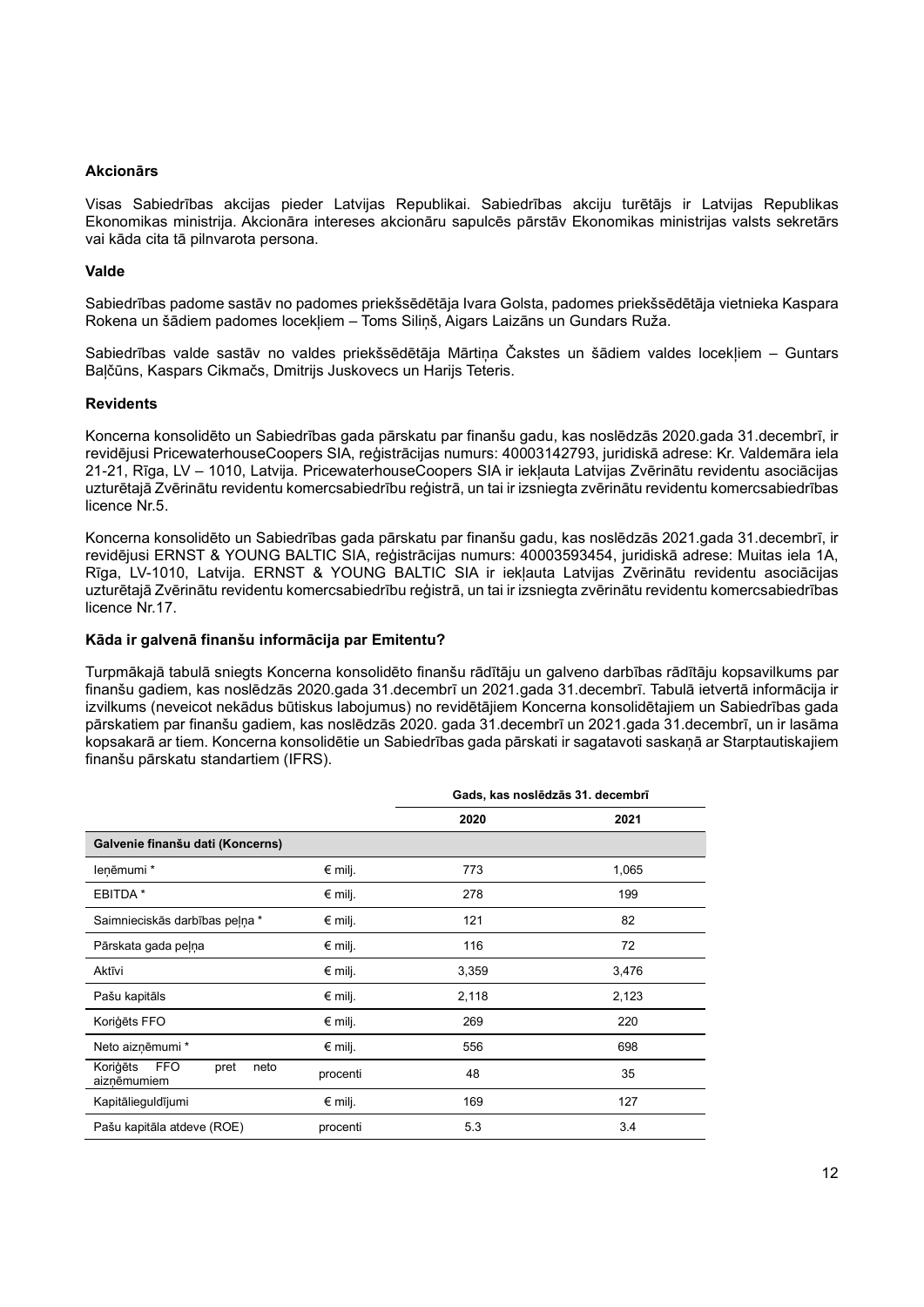**Akcionārs**

Visas Sabiedrības akcijas pieder Latvijas Republikai. Sabiedrības akciju turētājs ir Latvijas Republikas Ekonomikas ministrija. Akcionāra intereses akcionāru sapulcēs pārstāv Ekonomikas ministrijas valsts sekretārs vai kāda cita tā pilnvarota persona.

**Valde**

Sabiedrības padome sastāv no padomes priekšsēdētāja Ivara Golsta, padomes priekšsēdētāja vietnieka Kaspara Rokena un šādiem padomes locekļiem – Toms Siliņš, Aigars Laizāns un Gundars Ruža.

Sabiedrības valde sastāv no valdes priekšsēdētāja Mārtiņa Čakstes un šādiem valdes locekļiem – Guntars Baļčūns, Kaspars Cikmačs, Dmitrijs Juskovecs un Harijs Teteris.

**Revidents**

Koncerna konsolidēto un Sabiedrības gada pārskatu par finanšu gadu, kas noslēdzās 2020.gada 31.decembrī, ir revidējusi PricewaterhouseCoopers SIA, reģistrācijas numurs: 40003142793, juridiskā adrese: Kr. Valdemāra iela 21-21, Rīga, LV – 1010, Latvija. PricewaterhouseCoopers SIA ir iekļauta Latvijas Zvērinātu revidentu asociācijas uzturētajā Zvērinātu revidentu komercsabiedrību reģistrā, un tai ir izsniegta zvērinātu revidentu komercsabiedrības licence Nr.5.

Koncerna konsolidēto un Sabiedrības gada pārskatu par finanšu gadu, kas noslēdzās 2021.gada 31.decembrī, ir revidējusi ERNST & YOUNG BALTIC SIA, reģistrācijas numurs: 40003593454, juridiskā adrese: Muitas iela 1A, Rīga, LV-1010, Latvija. ERNST & YOUNG BALTIC SIA ir iekļauta Latvijas Zvērinātu revidentu asociācijas uzturētajā Zvērinātu revidentu komercsabiedrību reģistrā, un tai ir izsniegta zvērinātu revidentu komercsabiedrības licence Nr.17.

**Kāda ir galvenā finanšu informācija par Emitentu?**

Turpmākajā tabulā sniegts Koncerna konsolidēto finanšu rādītāju un galveno darbības rādītāju kopsavilkums par finanšu gadiem, kas noslēdzās 2020.gada 31.decembrī un 2021.gada 31.decembrī. Tabulā ietvertā informācija ir izvilkums (neveicot nekādus būtiskus labojumus) no revidētājiem Koncerna konsolidētajiem un Sabiedrības gada pārskatiem par finanšu gadiem, kas noslēdzās 2020. gada 31.decembrī un 2021.gada 31.decembrī, un ir lasāma kopsakarā ar tiem. Koncerna konsolidētie un Sabiedrības gada pārskati ir sagatavoti saskaņā ar Starptautiskajiem finanšu pārskatu standartiem (IFRS).

| | | Gads, kas noslēdzās 31. decembrī | |
|---|---|---|---|
| | | 2020 | 2021 |
| **Galvenie finanšu dati (Koncerns)** | | | |
| Ieņēmumi * | € milj. | 773 | 1,065 |
| EBITDA * | € milj. | 278 | 199 |
| Saimnieciskās darbības peļņa * | € milj. | 121 | 82 |
| Pārskata gada peļņa | € milj. | 116 | 72 |
| Aktīvi | € milj. | 3,359 | 3,476 |
| Pašu kapitāls | € milj. | 2,118 | 2,123 |
| Koriģēts FFO | € milj. | 269 | 220 |
| Neto aizņēmumi * | € milj. | 556 | 698 |
| Koriģēts FFO pret neto aizņēmumiem | procenti | 48 | 35 |
| Kapitālieguldījumi | € milj. | 169 | 127 |
| Pašu kapitāla atdeve (ROE) | procenti | 5.3 | 3.4 |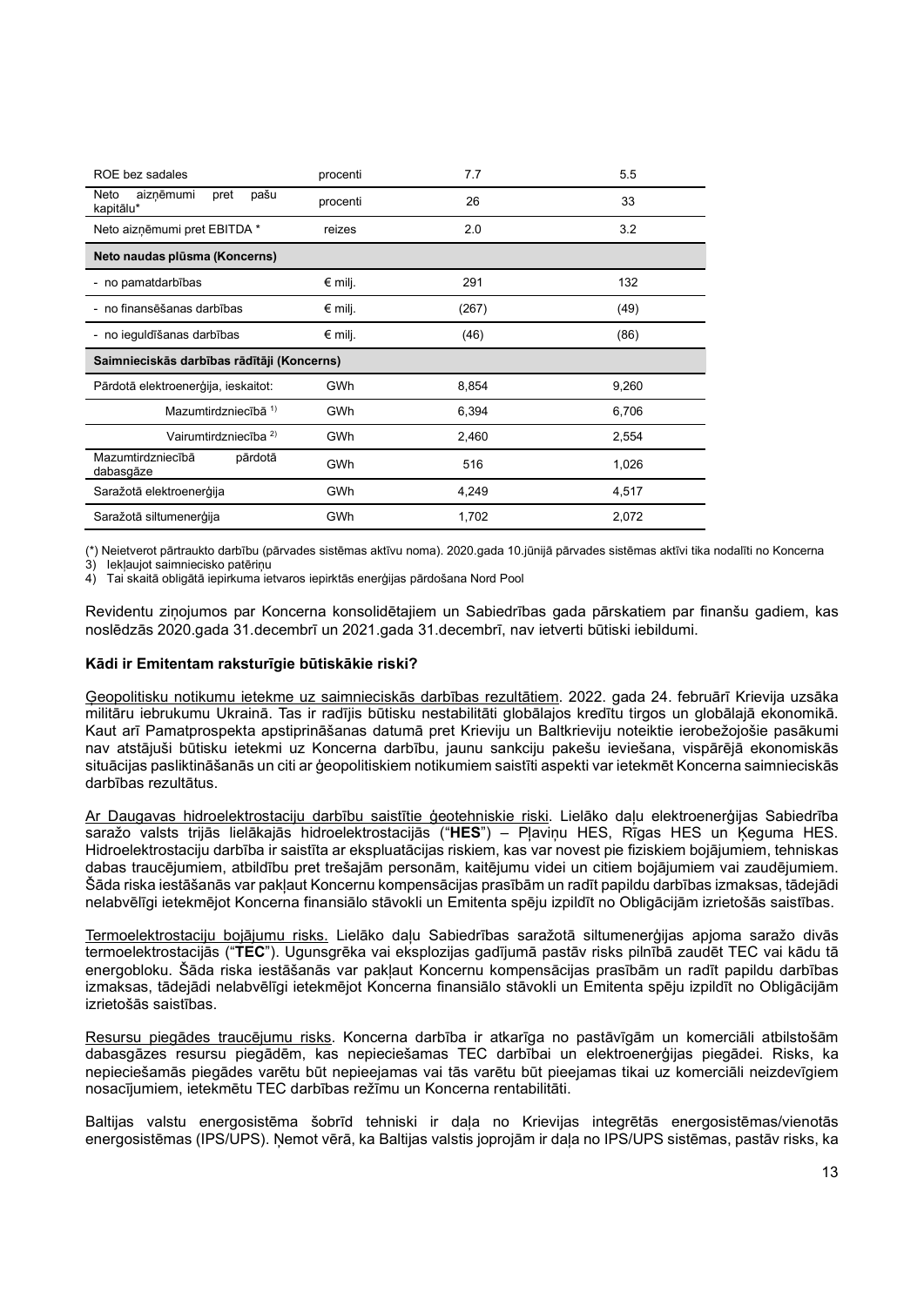| ROE bez sadales | procenti | 7.7 | 5.5 |
|---|---|---|---|
| Neto aizņēmumi pret pašu kapitālu* | procenti | 26 | 33 |
| Neto aizņēmumi pret EBITDA * | reizes | 2.0 | 3.2 |
| **Neto naudas plūsma (Koncerns)** | | | |
| - no pamatdarbības | € milj. | 291 | 132 |
| - no finansēšanas darbības | € milj. | (267) | (49) |
| - no ieguldīšanas darbības | € milj. | (46) | (86) |
| **Saimnieciskās darbības rādītāji (Koncerns)** | | | |
| Pārdotā elektroenerģija, ieskaitot: | GWh | 8,854 | 9,260 |
| Mazumtirdzniecībā [1)] | GWh | 6,394 | 6,706 |
| Vairumtirdzniecībā [2)] | GWh | 2,460 | 2,554 |
| Mazumtirdzniecībā pārdotā dabasgāze | GWh | 516 | 1,026 |
| Saražotā elektroenerģija | GWh | 4,249 | 4,517 |
| Saražotā siltumenerģija | GWh | 1,702 | 2,072 |

(*) Neietverot pārtraukto darbību (pārvades sistēmas aktīvu noma). 2020.gada 10.jūnijā pārvades sistēmas aktīvi tika nodalīti no Koncerna

3) Iekļaujot saimniecisko patēriņu

4) Tai skaitā obligātā iepirkuma ietvaros iepirktās enerģijas pārdošana Nord Pool

Revidentu ziņojumos par Koncerna konsolidētajiem un Sabiedrības gada pārskatiem par finanšu gadiem, kas noslēdzās 2020.gada 31.decembrī un 2021.gada 31.decembrī, nav ietverti būtiski iebildumi.

**Kādi ir Emitentam raksturīgie būtiskākie riski?**

Ģeopolitisku notikumu ietekme uz saimnieciskās darbības rezultātiem. 2022. gada 24. februārī Krievija uzsāka militāru iebrukumu Ukrainā. Tas ir radījis būtisku nestabilitāti globālajos kredītu tirgos un globālajā ekonomikā. Kaut arī Pamatprospekta apstiprināšanas datumā pret Krieviju un Baltkrieviju noteiktie ierobežojošie pasākumi nav atstājuši būtisku ietekmi uz Koncerna darbību, jaunu sankciju paketu ieviešana, vispārējā ekonomiskās situācijas pasliktināšanās un citi ar ģeopolitiskiem notikumiem saistīti aspekti var ietekmēt Koncerna saimnieciskās darbības rezultātus.

Ar Daugavas hidroelektrostaciju darbību saistītie ģeotehniskie riski. Lielāko daļu elektroenerģijas Sabiedrība saražo valsts trijās lielākajās hidroelektrostacijās ("**HES**") – Pļaviņu HES, Rīgas HES un Ķeguma HES. Hidroelektrostaciju darbība ir saistīta ar ekspluatācijas riskiem, kas var novest pie fiziskiem bojājumiem, tehniskas dabas traucējumiem, atbildību pret trešajām personām, kaitējumu videi un citiem bojājumiem vai zaudējumiem. Šāda riska iestāšanās var pakļaut Koncernu kompensācijas prasībām un radīt papildu darbības izmaksas, tādējādi nelabvēlīgi ietekmējot Koncerna finansiālo stāvokli un Emitenta spēju izpildīt no Obligācijām izrietošās saistības.

Termoelektrostaciju bojājumu risks. Lielāko daļu Sabiedrības saražotā siltumenerģijas apjoma saražo divās termoelektrostacijās ("**TEC**"). Ugunsgrēka vai eksplozijas gadījumā pastāv risks pilnībā zaudēt TEC vai kādu tā energobloku. Šāda riska iestāšanās var pakļaut Koncernu kompensācijas prasībām un radīt papildu darbības izmaksas, tādējādi nelabvēlīgi ietekmējot Koncerna finansiālo stāvokli un Emitenta spēju izpildīt no Obligācijām izrietošās saistības.

Resursu piegādes traucējumu risks. Koncerna darbība ir atkarīga no pastāvīgām un komerciāli atbilstošām dabasgāzes resursu piegādēm, kas nepieciešamas TEC darbībai un elektroenerģijas piegādei. Risks, ka nepieciešamās piegādes varētu būt nepieejamas vai tās varētu būt pieejamas tikai uz komerciāli neizdevīgiem nosacījumiem, ietekmētu TEC darbības režīmu un Koncerna rentabilitāti.

Baltijas valstu energosistēma šobrīd tehniski ir daļa no Krievijas integrētās energosistēmas/vienotās energosistēmas (IPS/UPS). Ņemot vērā, ka Baltijas valstis joprojām ir daļa no IPS/UPS sistēmas, pastāv risks, ka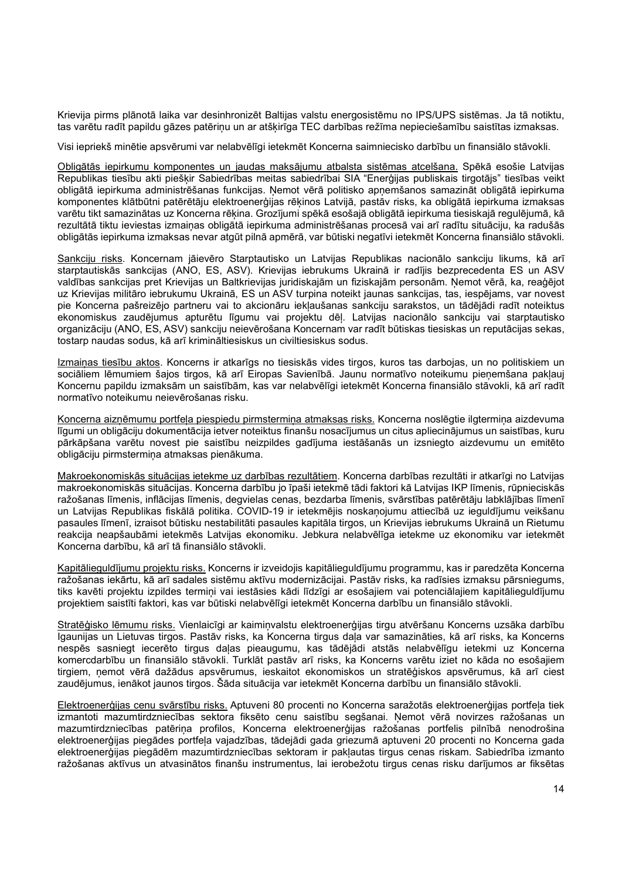Krievija pirms plānotā laika var desinhronizēt Baltijas valstu energosistēmu no IPS/UPS sistēmas. Ja tā notiktu, tas varētu radīt papildu gāzes patēriņu un ar atšķirīga TEC darbības režīma nepieciešamību saistītas izmaksas.

Visi iepriekš minētie apsvērumi var nelabvēlīgi ietekmēt Koncerna saimniecisko darbību un finansiālo stāvokli.

Obligātās iepirkumu komponentes un jaudas maksājumu atbalsta sistēmas atcelšana. Spēkā esošie Latvijas Republikas tiesību akti piešķir Sabiedrības meitas sabiedrībai SIA "Enerģijas publiskais tirgotājs" tiesības veikt obligātā iepirkuma administrēšanas funkcijas. Ņemot vērā politisko apņemšanos samazināt obligātā iepirkuma komponentes klātbūtni patērētāju elektroenerģijas rēķinos Latvijā, pastāv risks, ka obligātā iepirkuma izmaksas varētu tikt samazinātas uz Koncerna rēķina. Grozījumi spēkā esošajā obligātā iepirkuma tiesiskajā regulējumā, kā rezultātā tiktu ieviestas izmaiņas obligātā iepirkuma administrēšanas procesā vai arī radītu situāciju, ka radušās obligātās iepirkuma izmaksas nevar atgūt pilnā apmērā, var būtiski negatīvi ietekmēt Koncerna finansiālo stāvokli.

Sankciju risks. Koncernam jāievēro Starptautisko un Latvijas Republikas nacionālo sankciju likums, kā arī starptautiskās sankcijas (ANO, ES, ASV). Krievijas iebrukums Ukrainā ir radījis bezprecedenta ES un ASV valdības sankcijas pret Krievijas un Baltkrievijas juridiskajām un fiziskajām personām. Ņemot vērā, ka, reaģējot uz Krievijas militāro iebrukumu Ukrainā, ES un ASV turpina noteikt jaunas sankcijas, tas, iespējams, var novest pie Koncerna pašreizējo partneru vai to akcionāru iekļaušanas sankciju sarakstos, un tādējādi radīt noteiktus ekonomiskus zaudējumus apturētu līgumu vai projektu dēļ. Latvijas nacionālo sankciju vai starptautisko organizāciju (ANO, ES, ASV) sankciju neievērošana Koncernam var radīt būtiskas tiesiskas un reputācijas sekas, tostarp naudas sodus, kā arī krimināltiesiskus un civiltiesiskus sodus.

Izmaiņas tiesību aktos. Koncerns ir atkarīgs no tiesiskās vides tirgos, kuros tas darbojas, un no politiskiem un sociāliem lēmumiem šajos tirgos, kā arī Eiropas Savienībā. Jaunu normatīvo noteikumu pieņemšana pakļauj Koncernu papildu izmaksām un saistībām, kas var nelabvēlīgi ietekmēt Koncerna finansiālo stāvokli, kā arī radīt normatīvo noteikumu neievērošanas risku.

Koncerna aizņēmumu portfeļa piespiedu pirmstermiņa atmaksas risks. Koncerna noslēgtie ilgtermiņa aizdevuma līgumi un obligāciju dokumentācija ietver noteiktus finanšu nosacījumus un citus apliecinājumus un saistības, kuru pārkāpšana varētu novest pie saistību neizpildes gadījuma iestāšanās un izsniegto aizdevumu un emitēto obligāciju pirmstermiņa atmaksas pienākuma.

Makroekonomiskās situācijas ietekme uz darbības rezultātiem. Koncerna darbības rezultāti ir atkarīgi no Latvijas makroekonomiskās situācijas. Koncerna darbību jo īpaši ietekmē tādi faktori kā Latvijas IKP līmenis, rūpnieciskās ražošanas līmenis, inflācijas līmenis, degvielas cenas, bezdarba līmenis, svārstības patērētāju labklājības līmenī un Latvijas Republikas fiskālā politika. COVID-19 ir ietekmējis noskaņojumu attiecībā uz ieguldījumu veikšanu pasaules līmenī, izraisot būtisku nestabilitāti pasaules kapitāla tirgos, un Krievijas iebrukums Ukrainā un Rietumu reakcija neapšaubāmi ietekmēs Latvijas ekonomiku. Jebkura nelabvēlīga ietekme uz ekonomiku var ietekmēt Koncerna darbību, kā arī tā finansiālo stāvokli.

Kapitālieguldījumu projektu risks. Koncerns ir izveidojis kapitālieguldījumu programmu, kas ir paredzēta Koncerna ražošanas iekārtu, kā arī sadales sistēmu aktīvu modernizācijai. Pastāv risks, ka radīsies izmaksu pārsniegums, tiks kavēti projektu izpildes termiņi vai iestāsies kādi līdzīgi ar esošajiem vai potenciālajiem kapitālieguldījumu projektiem saistīti faktori, kas var būtiski nelabvēlīgi ietekmēt Koncerna darbību un finansiālo stāvokli.

Stratēģisko lēmumu risks. Vienlaicīgi ar kaimiņvalstu elektroenerģijas tirgu atvēršanu Koncerns uzsāka darbību Igaunijas un Lietuvas tirgos. Pastāv risks, ka Koncerna tirgus daļa var samazināties, kā arī risks, ka Koncerns nespēs sasniegt iecerēto tirgus daļas pieaugumu, kas tādējādi atstās nelabvēlīgu ietekmi uz Koncerna komercdarbību un finansiālo stāvokli. Turklāt pastāv arī risks, ka Koncerns varētu iziet no kāda no esošajiem tirgiem, ņemot vērā dažādus apsvērumus, ieskaitot ekonomiskos un stratēģiskos apsvērumus, kā arī ciest zaudējumus, ienākot jaunos tirgos. Šāda situācija var ietekmēt Koncerna darbību un finansiālo stāvokli.

Elektroenerģijas cenu svārstību risks. Aptuveni 80 procenti no Koncerna saražotās elektroenerģijas portfeļa tiek izmantoti mazumtirdzniecības sektora fiksēto cenu saistību segšanai. Ņemot vērā novirzes ražošanas un mazumtirdzniecības patēriņa profilos, Koncerna elektroenerģijas ražošanas portfelis pilnībā nenodrošina elektroenerģijas piegādes portfeļa vajadzības, tādējādi gada griezumā aptuveni 20 procenti no Koncerna gada elektroenerģijas piegādēm mazumtirdzniecības sektoram ir pakļautas tirgus cenas riskam. Sabiedrība izmanto ražošanas aktīvus un atvasinātos finanšu instrumentus, lai ierobežotu tirgus cenas risku darījumos ar fiksētas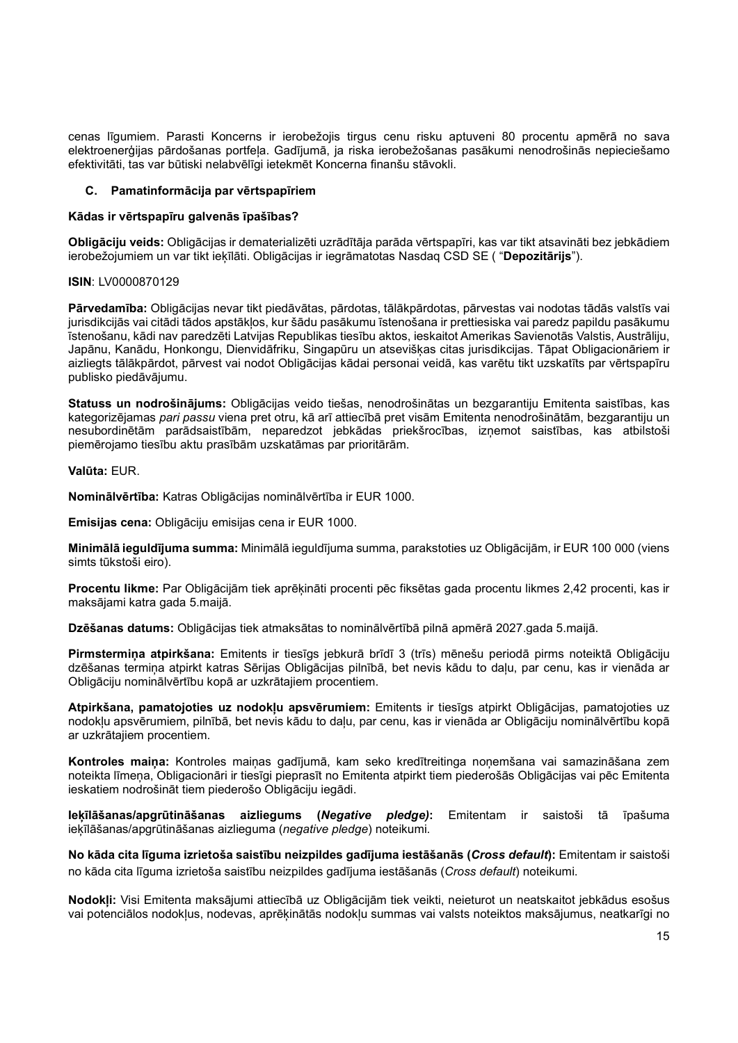cenas līgumiem. Parasti Koncerns ir ierobežojis tirgus cenu risku aptuveni 80 procentu apmērā no sava elektroenerģijas pārdošanas portfeļa. Gadījumā, ja riska ierobežošanas pasākumi nenodrošinās nepieciešamo efektivitāti, tas var būtiski nelabvēlīgi ietekmēt Koncerna finanšu stāvokli.

### C. Pamatinformācija par vērtspapīriem

**Kādas ir vērtspapīru galvenās īpašības?**

**Obligāciju veids:** Obligācijas ir dematerializēti uzrādītāja parāda vērtspapīri, kas var tikt atsavināti bez jebkādiem ierobežojumiem un var tikt ieķīlāti. Obligācijas ir iegrāmatotas Nasdaq CSD SE ( "**Depozitārijs**").

**ISIN**: LV0000870129

**Pārvedamība:** Obligācijas nevar tikt piedāvātas, pārdotas, tālākpārdotas, pārvestas vai nodotas tādās valstīs vai jurisdikcijās vai citādi tādos apstākļos, kur šādu pasākumu īstenošana ir prettiesiska vai paredz papildu pasākumu īstenošanu, kādi nav paredzēti Latvijas Republikas tiesību aktos, ieskaitot Amerikas Savienotās Valstis, Austrāliju, Japānu, Kanādu, Honkongu, Dienvidāfriku, Singapūru un atsevišķas citas jurisdikcijas. Tāpat Obligacionāriem ir aizliegts tālākpārdot, pārvest vai nodot Obligācijas kādai personai veidā, kas varētu tikt uzskatīts par vērtspapīru publisko piedāvājumu.

**Statuss un nodrošinājums:** Obligācijas veido tiešas, nenodrošinātas un bezgarantiju Emitenta saistības, kas kategorizējamas *pari passu* viena pret otru, kā arī attiecībā pret visām Emitenta nenodrošinātām, bezgarantiju un nesubordinētām parādsaistībām, neparedzot jebkādas priekšrocības, izņemot saistības, kas atbilstoši piemērojamo tiesību aktu prasībām uzskatāmas par prioritārām.

**Valūta:** EUR.

**Nominālvērtība:** Katras Obligācijas nominālvērtība ir EUR 1000.

**Emisijas cena:** Obligāciju emisijas cena ir EUR 1000.

**Minimālā ieguldījuma summa:** Minimālā ieguldījuma summa, parakstoties uz Obligācijām, ir EUR 100 000 (viens simts tūkstoši eiro).

**Procentu likme:** Par Obligācijām tiek aprēķināti procenti pēc fiksētas gada procentu likmes 2,42 procenti, kas ir maksājami katra gada 5.maijā.

**Dzēšanas datums:** Obligācijas tiek atmaksātas to nominālvērtībā pilnā apmērā 2027.gada 5.maijā.

**Pirmstermiņa atpirkšana:** Emitents ir tiesīgs jebkurā brīdī 3 (trīs) mēnešu periodā pirms noteiktā Obligāciju dzēšanas termiņa atpirkt katras Sērijas Obligācijas pilnībā, bet nevis kādu to daļu, par cenu, kas ir vienāda ar Obligāciju nominālvērtību kopā ar uzkrātajiem procentiem.

**Atpirkšana, pamatojoties uz nodokļu apsvērumiem:** Emitents ir tiesīgs atpirkt Obligācijas, pamatojoties uz nodokļu apsvērumiem, pilnībā, bet nevis kādu to daļu, par cenu, kas ir vienāda ar Obligāciju nominālvērtību kopā ar uzkrātajiem procentiem.

**Kontroles maiņa:** Kontroles maiņas gadījumā, kam seko kredītreitinga noņemšana vai samazināšana zem noteikta līmeņa, Obligacionāri ir tiesīgi pieprasīt no Emitenta atpirkt tiem piederošās Obligācijas vai pēc Emitenta ieskatiem nodrošināt tiem piederošo Obligāciju iegādi.

**Ieķīlāšanas/apgrūtināšanas aizliegums (*Negative pledge*):** Emitentam ir saistoši tā īpašuma ieķīlāšanas/apgrūtināšanas aizlieguma (*negative pledge*) noteikumi.

**No kāda cita līguma izrietoša saistību neizpildes gadījuma iestāšanās (*Cross default*):** Emitentam ir saistoši no kāda cita līguma izrietoša saistību neizpildes gadījuma iestāšanās (*Cross default*) noteikumi.

**Nodokļi:** Visi Emitenta maksājumi attiecībā uz Obligācijām tiek veikti, neieturot un neatskaitot jebkādus esošus vai potenciālos nodokļus, nodevas, aprēķinātās nodokļu summas vai valsts noteiktos maksājumus, neatkarīgi no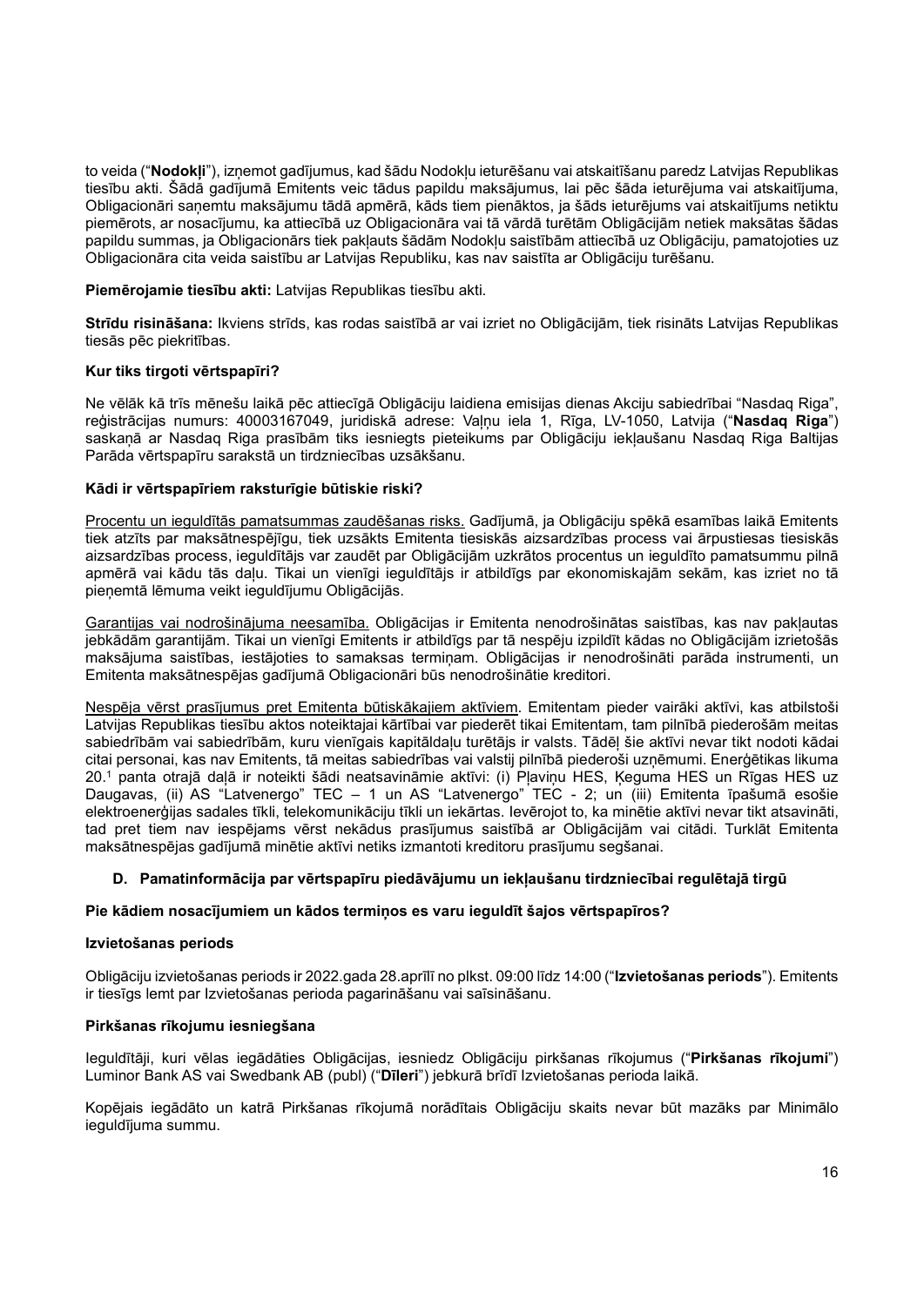to veida ("**Nodokļi**"), izņemot gadījumus, kad šādu Nodokļu ieturēšanu vai atskaitīšanu paredz Latvijas Republikas tiesību akti. Šādā gadījumā Emitents veic tādus papildu maksājumus, lai pēc šāda ieturējuma vai atskaitījuma, Obligacionāri saņemtu maksājumu tādā apmērā, kāds tiem pienāktos, ja šāds ieturējums vai atskaitījums netiktu piemērots, ar nosacījumu, ka attiecībā uz Obligacionāra vai tā vārdā turētām Obligācijām netiek maksātas šādas papildu summas, ja Obligacionārs tiek pakļauts šādām Nodokļu saistībām attiecībā uz Obligāciju, pamatojoties uz Obligacionāra cita veida saistību ar Latvijas Republiku, kas nav saistīta ar Obligāciju turēšanu.

**Piemērojamie tiesību akti:** Latvijas Republikas tiesību akti.

**Strīdu risināšana:** Ikviens strīds, kas rodas saistībā ar vai izriet no Obligācijām, tiek risināts Latvijas Republikas tiesās pēc piekritības.

**Kur tiks tirgoti vērtspapīri?**

Ne vēlāk kā trīs mēnešu laikā pēc attiecīgā Obligāciju laidiena emisijas dienas Akciju sabiedrībai "Nasdaq Riga", reģistrācijas numurs: 40003167049, juridiskā adrese: Vaļņu iela 1, Rīga, LV-1050, Latvija ("**Nasdaq Riga**") saskaņā ar Nasdaq Riga prasībām tiks iesniegts pieteikums par Obligāciju iekļaušanu Nasdaq Riga Baltijas Parāda vērtspapīru sarakstā un tirdzniecības uzsākšanu.

**Kādi ir vērtspapīriem raksturīgie būtiskie riski?**

<u>Procentu un ieguldītās pamatsummas zaudēšanas risks.</u> Gadījumā, ja Obligāciju spēkā esamības laikā Emitents tiek atzīts par maksātnespējīgu, tiek uzsākts Emitenta tiesiskās aizsardzības process vai ārpustiesas tiesiskās aizsardzības process, ieguldītājs var zaudēt par Obligācijām uzkrātos procentus un ieguldīto pamatsummu pilnā apmērā vai kādu tās daļu. Tikai un vienīgi ieguldītājs ir atbildīgs par ekonomiskajām sekām, kas izriet no tā pieņemtā lēmuma veikt ieguldījumu Obligācijās.

<u>Garantijas vai nodrošinājuma neesamība.</u> Obligācijas ir Emitenta nenodrošinātas saistības, kas nav pakļautas jebkādām garantijām. Tikai un vienīgi Emitents ir atbildīgs par tā nespēju izpildīt kādas no Obligācijām izrietošās maksājuma saistības, iestājoties to samaksas termiņam. Obligācijas ir nenodrošināti parāda instrumenti, un Emitenta maksātnespējas gadījumā Obligacionāri būs nenodrošinātie kreditori.

<u>Nespēja vērst prasījumus pret Emitenta būtiskākajiem aktīviem.</u> Emitentam pieder vairāki aktīvi, kas atbilstoši Latvijas Republikas tiesību aktos noteiktajai kārtībai var piederēt tikai Emitentam, tam pilnībā piederošām meitas sabiedrībām vai sabiedrībām, kuru vienīgais kapitāldaļu turētājs ir valsts. Tādēļ šie aktīvi nevar tikt nodoti kādai citai personai, kas nav Emitents, tā meitas sabiedrības vai valstij pilnībā piederoši uzņēmumi. Enerģētikas likuma 20.[1] panta otrajā daļā ir noteikti šādi neatsavināmie aktīvi: (i) Pļaviņu HES, Ķeguma HES un Rīgas HES uz Daugavas, (ii) AS "Latvenergo" TEC – 1 un AS "Latvenergo" TEC - 2; un (iii) Emitenta īpašumā esošie elektroenerģijas sadales tīkli, telekomunikāciju tīkli un iekārtas. Ievērojot to, ka minētie aktīvi nevar tikt atsavināti, tad pret tiem nav iespējams vērst nekādus prasījumus saistībā ar Obligācijām vai citādi. Turklāt Emitenta maksātnespējas gadījumā minētie aktīvi netiks izmantoti kreditoru prasījumu segšanai.

### D. Pamatinformācija par vērtspapīru piedāvājumu un iekļaušanu tirdzniecībai regulētajā tirgū

**Pie kādiem nosacījumiem un kādos termiņos es varu ieguldīt šajos vērtspapīros?**

**Izvietošanas periods**

Obligāciju izvietošanas periods ir 2022.gada 28.aprīlī no plkst. 09:00 līdz 14:00 ("**Izvietošanas periods**"). Emitents ir tiesīgs lemt par Izvietošanas perioda pagarināšanu vai saīsināšanu.

**Pirkšanas rīkojumu iesniegšana**

Ieguldītāji, kuri vēlas iegādāties Obligācijas, iesniedz Obligāciju pirkšanas rīkojumus ("**Pirkšanas rīkojumi**") Luminor Bank AS vai Swedbank AB (publ) ("**Dīleri**") jebkurā brīdī Izvietošanas perioda laikā.

Kopējais iegādāto un katrā Pirkšanas rīkojumā norādītais Obligāciju skaits nevar būt mazāks par Minimālo ieguldījuma summu.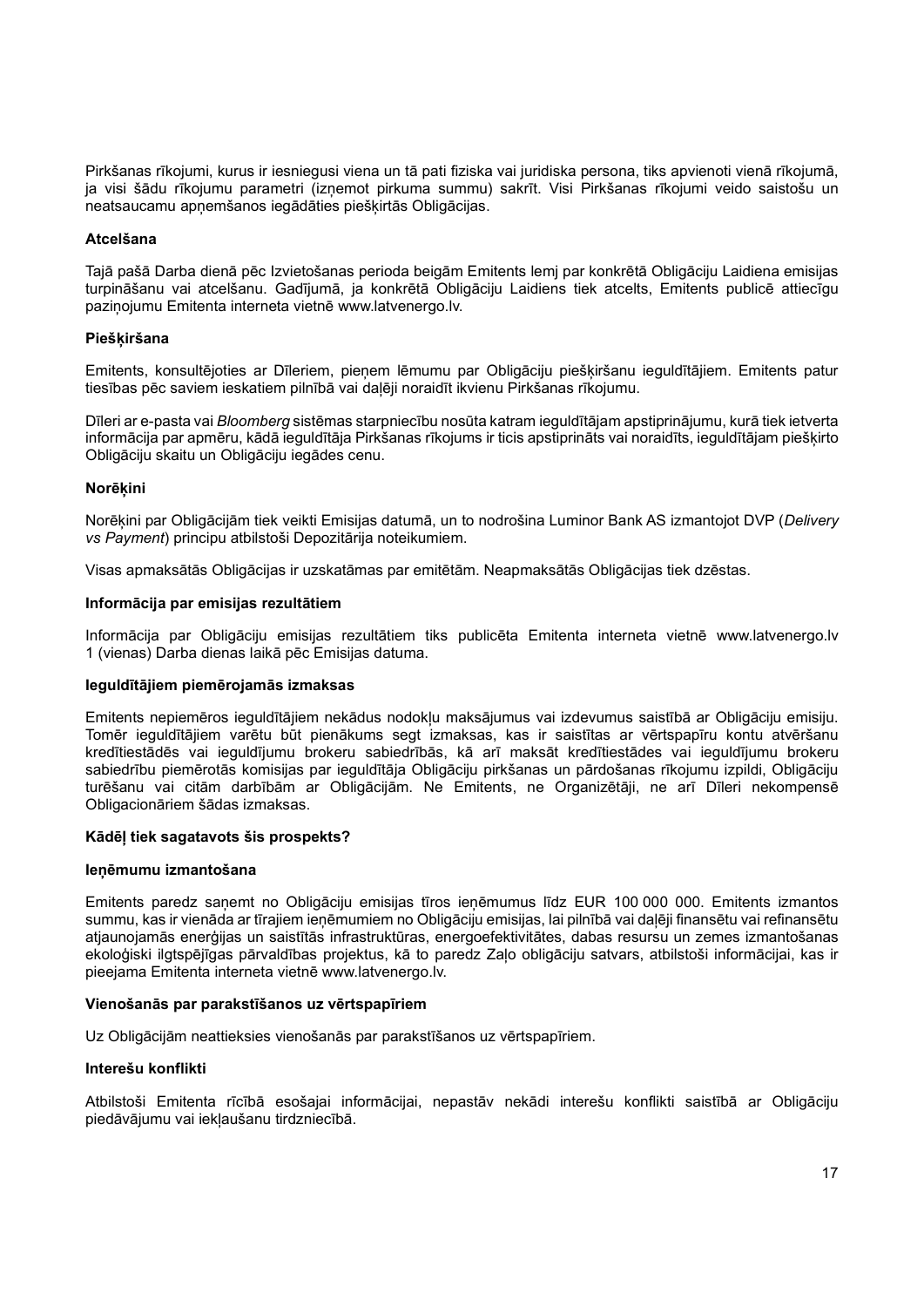Pirkšanas rīkojumi, kurus ir iesniegusi viena un tā pati fiziska vai juridiska persona, tiks apvienoti vienā rīkojumā, ja visi šādu rīkojumu parametri (izņemot pirkuma summu) sakrīt. Visi Pirkšanas rīkojumi veido saistošu un neatsaucamu apņemšanos iegādāties piešķirtās Obligācijas.

**Atcelšana**

Tajā pašā Darba dienā pēc Izvietošanas perioda beigām Emitents lemj par konkrētā Obligāciju Laidiena emisijas turpināšanu vai atcelšanu. Gadījumā, ja konkrētā Obligāciju Laidiens tiek atcelts, Emitents publicē attiecīgu paziņojumu Emitenta interneta vietnē www.latvenergo.lv.

**Piešķiršana**

Emitents, konsultējoties ar Dīleriem, pieņem lēmumu par Obligāciju piešķiršanu ieguldītājiem. Emitents patur tiesības pēc saviem ieskatiem pilnībā vai daļēji noraidīt ikvienu Pirkšanas rīkojumu.

Dīleri ar e-pasta vai *Bloomberg* sistēmas starpniecību nosūta katram ieguldītājam apstiprinājumu, kurā tiek ietverta informācija par apmēru, kādā ieguldītāja Pirkšanas rīkojums ir ticis apstiprināts vai noraidīts, ieguldītājam piešķirto Obligāciju skaitu un Obligāciju iegādes cenu.

**Norēķini**

Norēķini par Obligācijām tiek veikti Emisijas datumā, un to nodrošina Luminor Bank AS izmantojot DVP (*Delivery vs Payment*) principu atbilstoši Depozitārija noteikumiem.

Visas apmaksātās Obligācijas ir uzskatāmas par emitētām. Neapmaksātās Obligācijas tiek dzēstas.

**Informācija par emisijas rezultātiem**

Informācija par Obligāciju emisijas rezultātiem tiks publicēta Emitenta interneta vietnē www.latvenergo.lv 1 (vienas) Darba dienas laikā pēc Emisijas datuma.

**Ieguldītājiem piemērojamās izmaksas**

Emitents nepiemēros ieguldītājiem nekādus nodokļu maksājumus vai izdevumus saistībā ar Obligāciju emisiju. Tomēr ieguldītājiem varētu būt pienākums segt izmaksas, kas ir saistītas ar vērtspapīru kontu atvēršanu kredītiestādēs vai ieguldījumu brokeru sabiedrībās, kā arī maksāt kredītiestādes vai ieguldījumu brokeru sabiedrību piemērotās komisijas par ieguldītāja Obligāciju pirkšanas un pārdošanas rīkojumu izpildi, Obligāciju turēšanu vai citām darbībām ar Obligācijām. Ne Emitents, ne Organizētāji, ne arī Dīleri nekompensē Obligacionāriem šādas izmaksas.

**Kādēļ tiek sagatavots šis prospekts?**

**Ieņēmumu izmantošana**

Emitents paredz saņemt no Obligāciju emisijas tīros ieņēmumus līdz EUR 100 000 000. Emitents izmantos summu, kas ir vienāda ar tīrajiem ieņēmumiem no Obligāciju emisijas, lai pilnībā vai daļēji finansētu vai refinansētu atjaunojamās enerģijas un saistītās infrastruktūras, energoefektivitātes, dabas resursu un zemes izmantošanas ekoloģiski ilgtspējīgas pārvaldības projektus, kā to paredz Zaļo obligāciju satvars, atbilstoši informācijai, kas ir pieejama Emitenta interneta vietnē www.latvenergo.lv.

**Vienošanās par parakstīšanos uz vērtspapīriem**

Uz Obligācijām neattieksies vienošanās par parakstīšanos uz vērtspapīriem.

**Interešu konflikti**

Atbilstoši Emitenta rīcībā esošajai informācijai, nepastāv nekādi interešu konflikti saistībā ar Obligāciju piedāvājumu vai iekļaušanu tirdzniecībā.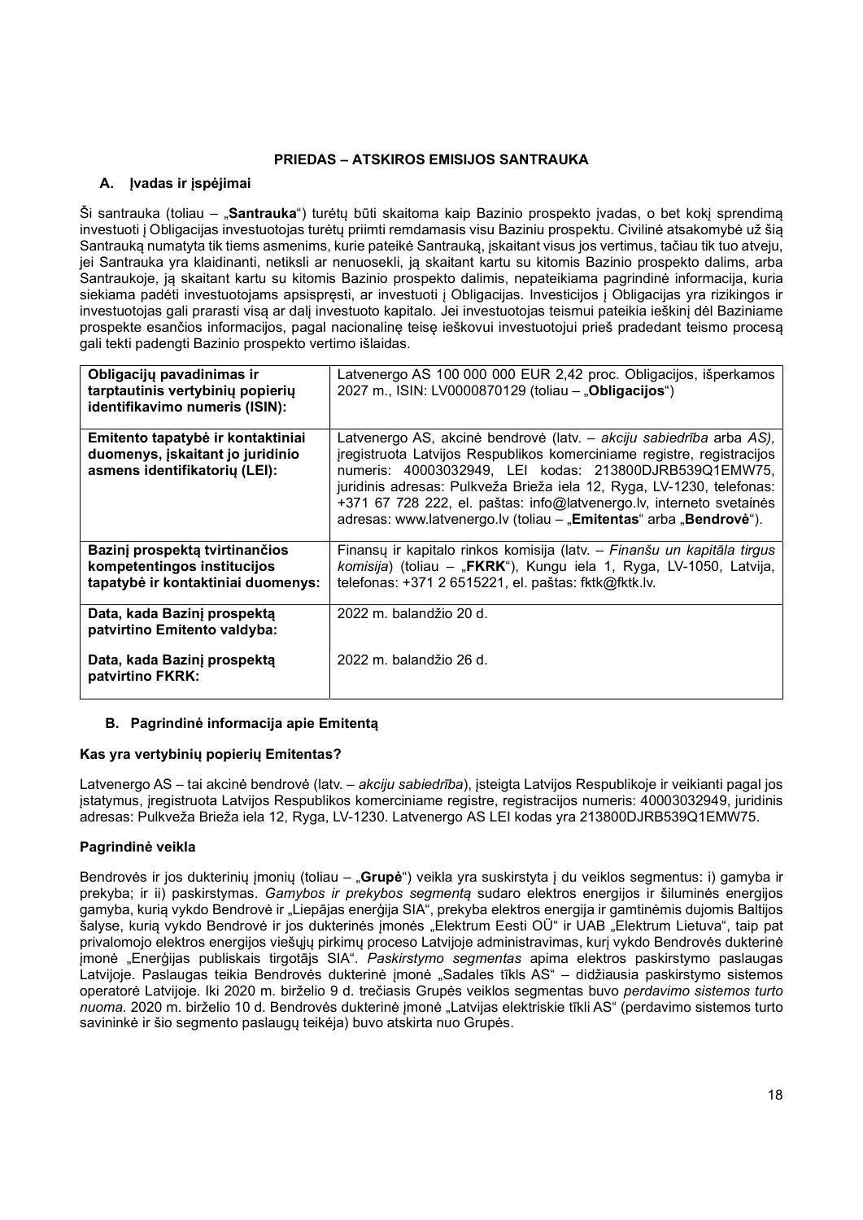## PRIEDAS – ATSKIROS EMISIJOS SANTRAUKA

### A. Įvadas ir įspėjimai

Ši santrauka (toliau – „**Santrauka**") turėtų būti skaitoma kaip Bazinio prospekto įvadas, o bet kokį sprendimą investuoti į Obligacijas investuotojas turėtų priimti remdamasis visu Baziniu prospektu. Civilinė atsakomybė už šią Santrauką numatyta tik tiems asmenims, kurie pateikė Santrauką, įskaitant visus jos vertimus, tačiau tik tuo atveju, jei Santrauka yra klaidinanti, netiksli ar nenuosekli, ją skaitant kartu su kitomis Bazinio prospekto dalimis, arba Santraukoje, ją skaitant kartu su kitomis Bazinio prospekto dalimis, nepateikiama pagrindinė informacija, kuria siekiama padėti investuotojams apsispręsti, ar investuoti į Obligacijas. Investicijos į Obligacijas yra rizikingos ir investuotojas gali prarasti visą ar dalį investuoto kapitalo. Jei investuotojas teismui pateikia ieškinį dėl Baziniame prospekte esančios informacijos, pagal nacionalinę teisę ieškovui investuotojui prieš pradedant teismo procesą gali tekti padengti Bazinio prospekto vertimo išlaidas.

| | |
|---|---|
| **Obligacijų pavadinimas ir tarptautinis vertybinių popierių identifikavimo numeris (ISIN):** | Latvenergo AS 100 000 000 EUR 2,42 proc. Obligacijos, išperkamos 2027 m., ISIN: LV0000870129 (toliau – „**Obligacijos**") |
| **Emitento tapatybė ir kontaktiniai duomenys, įskaitant jo juridinio asmens identifikatorių (LEI):** | Latvenergo AS, akcinė bendrovė (latv. – *akciju sabiedrība* arba *AS*), įregistruota Latvijos Respublikos komerciniame registre, registracijos numeris: 40003032949, LEI kodas: 213800DJRB539Q1EMW75, juridinis adresas: Pulkveža Brieža iela 12, Ryga, LV-1230, telefonas: +371 67 728 222, el. paštas: info@latvenergo.lv, interneto svetainės adresas: www.latvenergo.lv (toliau – „**Emitentas**" arba „**Bendrovė**"). |
| **Bazinį prospektą tvirtinančios kompetentingos institucijos tapatybė ir kontaktiniai duomenys:** | Finansų ir kapitalo rinkos komisija (latv. – *Finanšu un kapitāla tirgus komisija*) (toliau – „**FKRK**"), Kungu iela 1, Ryga, LV-1050, Latvija, telefonas: +371 2 6515221, el. paštas: fktk@fktk.lv. |
| **Data, kada Bazinį prospektą patvirtino Emitento valdyba:** | 2022 m. balandžio 20 d. |
| **Data, kada Bazinį prospektą patvirtino FKRK:** | 2022 m. balandžio 26 d. |

### B. Pagrindinė informacija apie Emitentą

**Kas yra vertybinių popierių Emitentas?**

Latvenergo AS – tai akcinė bendrovė (latv. – *akciju sabiedrība*), įsteigta Latvijos Respublikoje ir veikianti pagal jos įstatymus, įregistruota Latvijos Respublikos komerciniame registre, registracijos numeris: 40003032949, juridinis adresas: Pulkveža Brieža iela 12, Ryga, LV-1230. Latvenergo AS LEI kodas yra 213800DJRB539Q1EMW75.

**Pagrindinė veikla**

Bendrovės ir jos dukterinių įmonių (toliau – „**Grupė**") veikla yra suskirstyta į du veiklos segmentus: i) gamyba ir prekyba; ir ii) paskirstymas. *Gamybos ir prekybos segmentą* sudaro elektros energijos ir šiluminės energijos gamyba, kurią vykdo Bendrovė ir „Liepājas enerģija SIA", prekyba elektros energija ir gamtinėmis dujomis Baltijos šalyse, kurią vykdo Bendrovė ir jos dukterinės įmonės „Elektrum Eesti OÜ" ir UAB „Elektrum Lietuva", taip pat privalomojo elektros energijos viešųjų pirkimų proceso Latvijoje administravimas, kurį vykdo Bendrovės dukterinė įmonė „Enerģijas publiskais tirgotājs SIA". *Paskirstymo segmentas* apima elektros paskirstymo paslaugas Latvijoje. Paslaugas teikia Bendrovės dukterinė įmonė „Sadales tīkls AS" – didžiausia paskirstymo sistemos operatorė Latvijoje. Iki 2020 m. birželio 9 d. trečiasis Grupės veiklos segmentas buvo *perdavimo sistemos turto nuoma*. 2020 m. birželio 10 d. Bendrovės dukterinė įmonė „Latvijas elektriskie tīkli AS" (perdavimo sistemos turto savininkė ir šio segmento paslaugų teikėja) buvo atskirta nuo Grupės.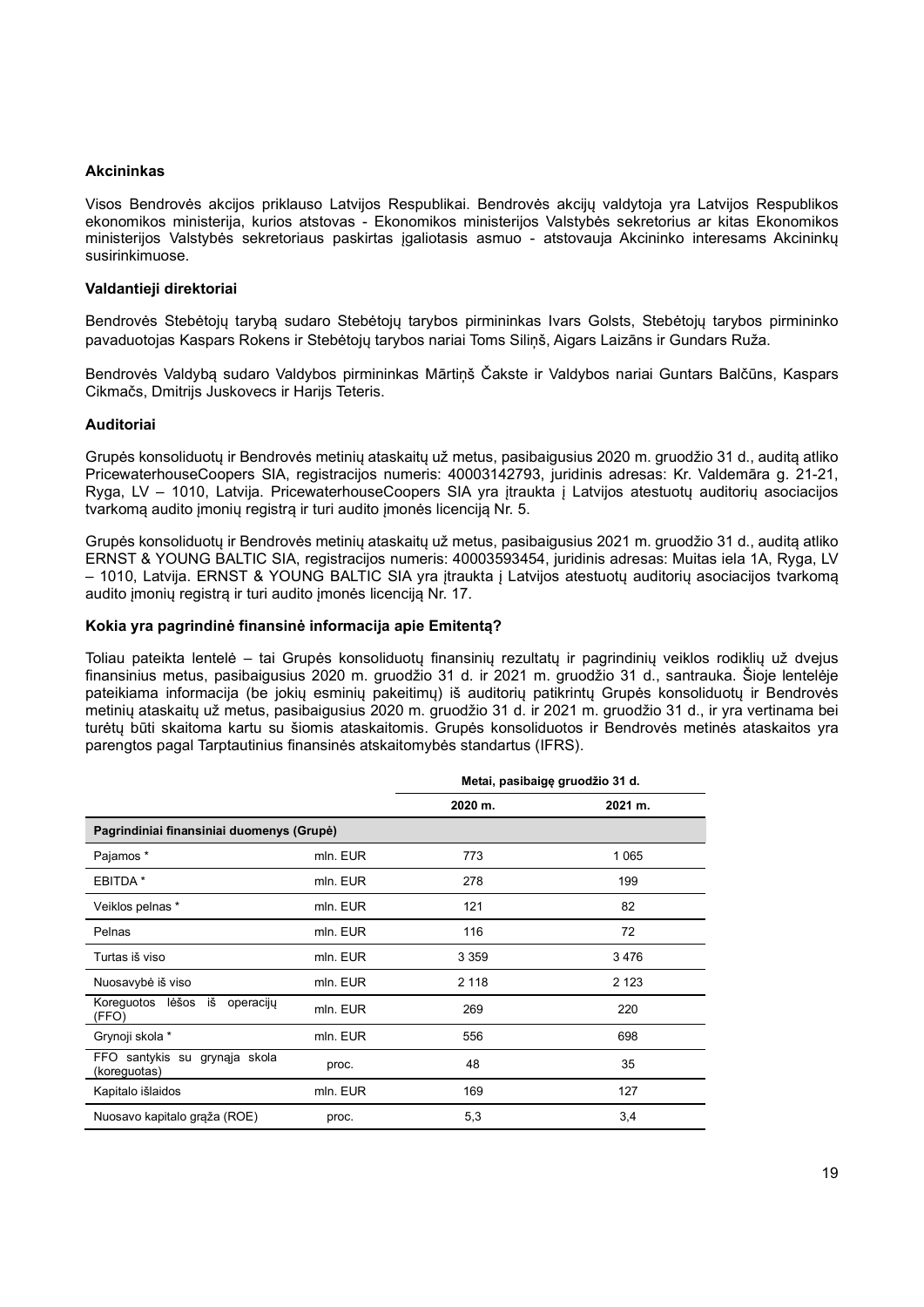### Akcininkas

Visos Bendrovės akcijos priklauso Latvijos Respublikai. Bendrovės akcijų valdytoja yra Latvijos Respublikos ekonomikos ministerija, kurios atstovas - Ekonomikos ministerijos Valstybės sekretorius ar kitas Ekonomikos ministerijos Valstybės sekretoriaus paskirtas įgaliotasis asmuo - atstovauja Akcininko interesams Akcininkų susirinkimuose.

### Valdantieji direktoriai

Bendrovės Stebėtojų tarybą sudaro Stebėtojų tarybos pirmininkas Ivars Golsts, Stebėtojų tarybos pirmininko pavaduotojas Kaspars Rokens ir Stebėtojų tarybos nariai Toms Siliņš, Aigars Laizāns ir Gundars Ruža.

Bendrovės Valdybą sudaro Valdybos pirmininkas Mārtiņš Čakste ir Valdybos nariai Guntars Balčūns, Kaspars Cikmačs, Dmitrijs Juskovecs ir Harijs Teteris.

### Auditoriai

Grupės konsoliduotų ir Bendrovės metinių ataskaitų už metus, pasibaigusius 2020 m. gruodžio 31 d., auditą atliko PricewaterhouseCoopers SIA, registracijos numeris: 40003142793, juridinis adresas: Kr. Valdemāra g. 21-21, Ryga, LV – 1010, Latvija. PricewaterhouseCoopers SIA yra įtraukta į Latvijos atestuotų auditorių asociacijos tvarkomą audito įmonių registrą ir turi audito įmonės licenciją Nr. 5.

Grupės konsoliduotų ir Bendrovės metinių ataskaitų už metus, pasibaigusius 2021 m. gruodžio 31 d., auditą atliko ERNST & YOUNG BALTIC SIA, registracijos numeris: 40003593454, juridinis adresas: Muitas iela 1A, Ryga, LV – 1010, Latvija. ERNST & YOUNG BALTIC SIA yra įtraukta į Latvijos atestuotų auditorių asociacijos tvarkomą audito įmonių registrą ir turi audito įmonės licenciją Nr. 17.

### Kokia yra pagrindinė finansinė informacija apie Emitentą?

Toliau pateikta lentelė – tai Grupės konsoliduotų finansinių rezultatų ir pagrindinių veiklos rodiklių už dvejus finansinius metus, pasibaigusius 2020 m. gruodžio 31 d. ir 2021 m. gruodžio 31 d., santrauka. Šioje lentelėje pateikiama informacija (be jokių esminių pakeitimų) iš auditorių patikrintų Grupės konsoliduotų ir Bendrovės metinių ataskaitų už metus, pasibaigusius 2020 m. gruodžio 31 d. ir 2021 m. gruodžio 31 d., ir yra vertinama bei turėtų būti skaitoma kartu su šiomis ataskaitomis. Grupės konsoliduotos ir Bendrovės metinės ataskaitos yra parengtos pagal Tarptautinius finansinės atskaitomybės standartus (IFRS).

| | | Metai, pasibaigę gruodžio 31 d. | |
|---|---|---|---|
| | | 2020 m. | 2021 m. |
| **Pagrindiniai finansiniai duomenys (Grupė)** | | | |
| Pajamos * | mln. EUR | 773 | 1 065 |
| EBITDA * | mln. EUR | 278 | 199 |
| Veiklos pelnas * | mln. EUR | 121 | 82 |
| Pelnas | mln. EUR | 116 | 72 |
| Turtas iš viso | mln. EUR | 3 359 | 3 476 |
| Nuosavybė iš viso | mln. EUR | 2 118 | 2 123 |
| Koreguotos lėšos iš operacijų (FFO) | mln. EUR | 269 | 220 |
| Grynoji skola * | mln. EUR | 556 | 698 |
| FFO santykis su grynąja skola (koreguotas) | proc. | 48 | 35 |
| Kapitalo išlaidos | mln. EUR | 169 | 127 |
| Nuosavo kapitalo grąža (ROE) | proc. | 5,3 | 3,4 |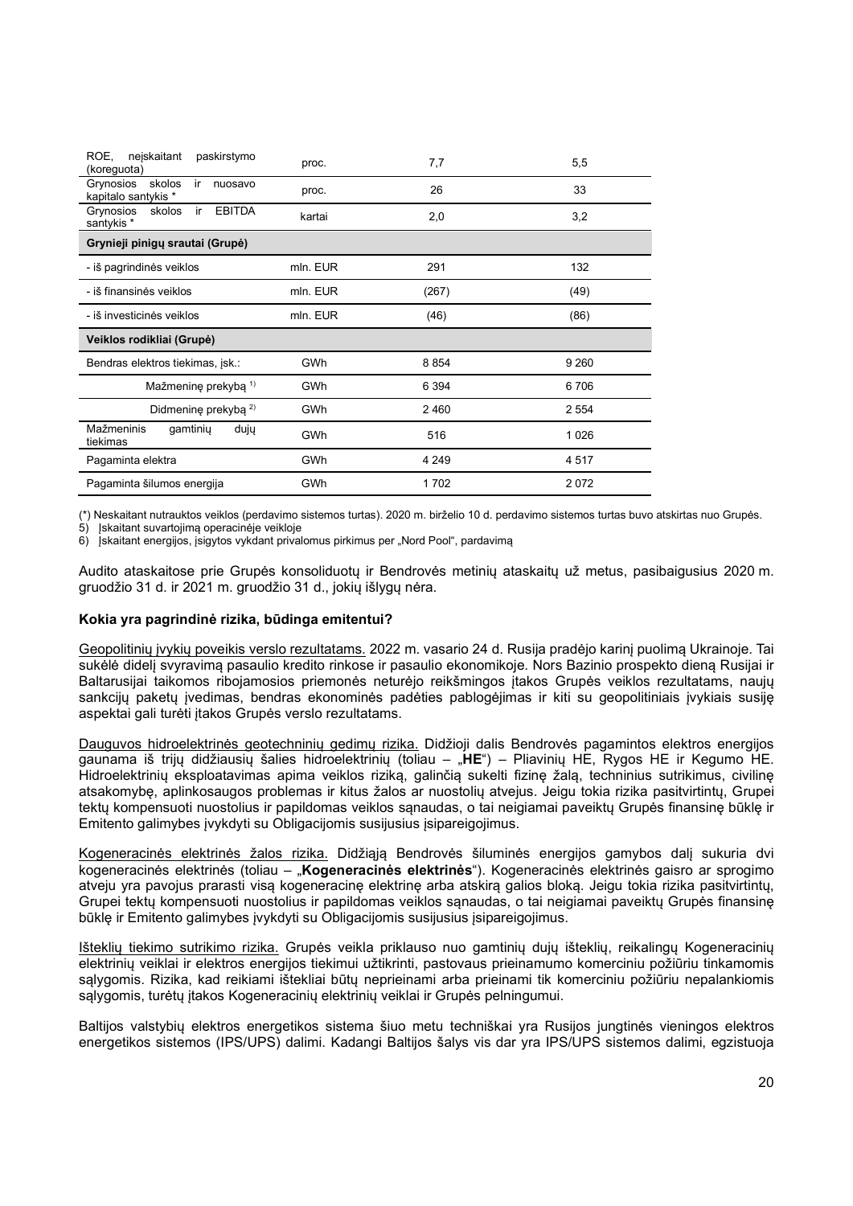| ROE, neįskaitant paskirstymo (koreguota) | proc. | 7,7 | 5,5 |
|---|---|---|---|
| Grynosios skolos ir nuosavo kapitalo santykis * | proc. | 26 | 33 |
| Grynosios skolos ir EBITDA santykis * | kartai | 2,0 | 3,2 |
| **Grynieji pinigų srautai (Grupė)** | | | |
| - iš pagrindinės veiklos | mln. EUR | 291 | 132 |
| - iš finansinės veiklos | mln. EUR | (267) | (49) |
| - iš investicinės veiklos | mln. EUR | (46) | (86) |
| **Veiklos rodikliai (Grupė)** | | | |
| Bendras elektros tiekimas, įsk.: | GWh | 8 854 | 9 260 |
| Mažmeninę prekybą [1)] | GWh | 6 394 | 6 706 |
| Didmeninę prekybą [2)] | GWh | 2 460 | 2 554 |
| Mažmeninis gamtinių dujų tiekimas | GWh | 516 | 1 026 |
| Pagaminta elektra | GWh | 4 249 | 4 517 |
| Pagaminta šilumos energija | GWh | 1 702 | 2 072 |

(*) Neskaitant nutrauktos veiklos (perdavimo sistemos turtas). 2020 m. birželio 10 d. perdavimo sistemos turtas buvo atskirtas nuo Grupės.

5) Įskaitant suvartojimą operacinėje veikloje

6) Įskaitant energijos, įsigytos vykdant privalomus pirkimus per „Nord Pool", pardavimą

Audito ataskaitose prie Grupės konsoliduotų ir Bendrovės metinių ataskaitų už metus, pasibaigusius 2020 m. gruodžio 31 d. ir 2021 m. gruodžio 31 d., jokių išlygų nėra.

**Kokia yra pagrindinė rizika, būdinga emitentui?**

Geopolitinių įvykių poveikis verslo rezultatams. 2022 m. vasario 24 d. Rusija pradėjo karinį puolimą Ukrainoje. Tai sukėlė didelį svyravimą pasaulio kredito rinkose ir pasaulio ekonomikoje. Nors Bazinio prospekto dieną Rusijai ir Baltarusijai taikomos ribojamosios priemonės neturėjo reikšmingos įtakos Grupės veiklos rezultatams, naujų sankcijų paketų įvedimas, bendras ekonominės padėties pablogėjimas ir kiti su geopolitiniais įvykiais susiję aspektai gali turėti įtakos Grupės verslo rezultatams.

Dauguvos hidroelektrinės geotechninių gedimų rizika. Didžioji dalis Bendrovės pagamintos elektros energijos gaunama iš trijų didžiausių šalies hidroelektrinių (toliau – „**HE**") – Pliavinių HE, Rygos HE ir Kegumo HE. Hidroelektrinių eksploatavimas apima veiklos riziką, galinčią sukelti fizinę žalą, techninius sutrikimus, civilinę atsakomybę, aplinkosaugos problemas ir kitus žalos ar nuostolių atvejus. Jeigu tokia rizika pasitvirtintų, Grupei tektų kompensuoti nuostolius ir papildomas veiklos sąnaudas, o tai neigiamai paveiktų Grupės finansinę būklę ir Emitento galimybes įvykdyti su Obligacijomis susijusius įsipareigojimus.

Kogeneracinės elektrinės žalos rizika. Didžiąją Bendrovės šiluminės energijos gamybos dalį sukuria dvi kogeneracinės elektrinės (toliau – „**Kogeneracinės elektrinės**"). Kogeneracinės elektrinės gaisro ar sprogimo atveju yra pavojus prarasti visą kogeneracinę elektrinę arba atskirą galios bloką. Jeigu tokia rizika pasitvirtintų, Grupei tektų kompensuoti nuostolius ir papildomas veiklos sąnaudas, o tai neigiamai paveiktų Grupės finansinę būklę ir Emitento galimybes įvykdyti su Obligacijomis susijusius įsipareigojimus.

Išteklių tiekimo sutrikimo rizika. Grupės veikla priklauso nuo gamtinių dujų išteklių, reikalingų Kogeneracinių elektrinių veiklai ir elektros energijos tiekimui užtikrinti, pastovaus prieinamumo komerciniu požiūriu tinkamomis sąlygomis. Rizika, kad reikiami ištekliai būtų neprieinami arba prieinami tik komerciniu požiūriu nepalankiomis sąlygomis, turėtų įtakos Kogeneracinių elektrinių veiklai ir Grupės pelningumui.

Baltijos valstybių elektros energetikos sistema šiuo metu techniškai yra Rusijos jungtinės vieningos elektros energetikos sistemos (IPS/UPS) dalimi. Kadangi Baltijos šalys vis dar yra IPS/UPS sistemos dalimi, egzistuoja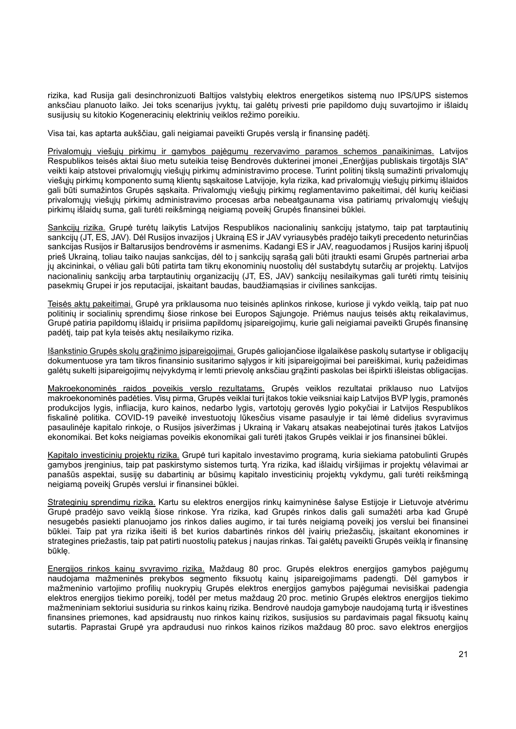rizika, kad Rusija gali desinchronizuoti Baltijos valstybių elektros energetikos sistemą nuo IPS/UPS sistemos anksčiau planuoto laiko. Jei toks scenarijus įvyktų, tai galėtų privesti prie papildomo dujų suvartojimo ir išlaidų susijusių su kitokio Kogeneracinių elektrinių veiklos režimo poreikiu.

Visa tai, kas aptarta aukščiau, gali neigiamai paveikti Grupės verslą ir finansinę padėtį.

Privalomųjų viešųjų pirkimų ir gamybos pajėgumų rezervavimo paramos schemos panaikinimas. Latvijos Respublikos teisės aktai šiuo metu suteikia teisę Bendrovės dukterinei įmonei „Enerģijas publiskais tirgotājs SIA" veikti kaip atstovei privalomųjų viešųjų pirkimų administravimo procese. Turint politinį tikslą sumažinti privalomųjų viešųjų pirkimų komponento sumą klientų sąskaitose Latvijoje, kyla rizika, kad privalomųjų viešųjų pirkimų išlaidos gali būti sumažintos Grupės sąskaita. Privalomųjų viešųjų pirkimų reglamentavimo pakeitimai, dėl kurių keičiasi privalomųjų viešųjų pirkimų administravimo procesas arba nebeatgaunama visa patiriamų privalomųjų viešųjų pirkimų išlaidų suma, gali turėti reikšmingą neigiamą poveikį Grupės finansinei būklei.

Sankcijų rizika. Grupė turėtų laikytis Latvijos Respublikos nacionalinių sankcijų įstatymo, taip pat tarptautinių sankcijų (JT, ES, JAV). Dėl Rusijos invazijos į Ukrainą ES ir JAV vyriausybės pradėjo taikyti precedento neturinčias sankcijas Rusijos ir Baltarusijos bendrovėms ir asmenims. Kadangi ES ir JAV, reaguodamos į Rusijos karinį išpuolį prieš Ukrainą, toliau taiko naujas sankcijas, dėl to į sankcijų sąrašą gali būti įtraukti esami Grupės partneriai arba jų akcininkai, o vėliau gali būti patirta tam tikrų ekonominių nuostolių dėl sustabdytų sutarčių ar projektų. Latvijos nacionalinių sankcijų arba tarptautinių organizacijų (JT, ES, JAV) sankcijų nesilaikymas gali turėti rimtų teisinių pasekmių Grupei ir jos reputacijai, įskaitant baudas, baudžiamąsias ir civilines sankcijas.

Teisės aktų pakeitimai. Grupė yra priklausoma nuo teisinės aplinkos rinkose, kuriose ji vykdo veiklą, taip pat nuo politinių ir socialinių sprendimų šiose rinkose bei Europos Sąjungoje. Priėmus naujus teisės aktų reikalavimus, Grupė patiria papildomų išlaidų ir prisiima papildomų įsipareigojimų, kurie gali neigiamai paveikti Grupės finansinę padėtį, taip pat kyla teisės aktų nesilaikymo rizika.

Išankstinio Grupės skolų grąžinimo įsipareigojimai. Grupės galiojančiose ilgalaikėse paskolų sutartyse ir obligacijų dokumentuose yra tam tikros finansinio susitarimo sąlygos ir kiti įsipareigojimai bei pareiškimai, kurių pažeidimas galėtų sukelti įsipareigojimų neįvykdymą ir lemti prievolę anksčiau grąžinti paskolas bei išpirkti išleistas obligacijas.

Makroekonominės raidos poveikis verslo rezultatams. Grupės veiklos rezultatai priklauso nuo Latvijos makroekonominės padėties. Visų pirma, Grupės veiklai turi įtakos tokie veiksniai kaip Latvijos BVP lygis, pramonės produkcijos lygis, infliacija, kuro kainos, nedarbo lygis, vartotojų gerovės lygio pokyčiai ir Latvijos Respublikos fiskalinė politika. COVID-19 paveikė investuotojų lūkesčius visame pasaulyje ir tai lėmė didelius svyravimus pasaulinėje kapitalo rinkoje, o Rusijos įsiveržimas į Ukrainą ir Vakarų atsakas neabejotinai turės įtakos Latvijos ekonomikai. Bet koks neigiamas poveikis ekonomikai gali turėti įtakos Grupės veiklai ir jos finansinei būklei.

Kapitalo investicinių projektų rizika. Grupė turi kapitalo investavimo programą, kuria siekiama patobulinti Grupės gamybos įrenginius, taip pat paskirstymo sistemos turtą. Yra rizika, kad išlaidų viršijimas ir projektų vėlavimai ar panašūs aspektai, susiję su dabartinių ar būsimų kapitalo investicinių projektų vykdymu, gali turėti reikšmingą neigiamą poveikį Grupės verslui ir finansinei būklei.

Strateginių sprendimų rizika. Kartu su elektros energijos rinkų kaimyninėse šalyse Estijoje ir Lietuvoje atvėrimu Grupė pradėjo savo veiklą šiose rinkose. Yra rizika, kad Grupės rinkos dalis gali sumažėti arba kad Grupė nesugebės pasiekti planuojamo jos rinkos dalies augimo, ir tai turės neigiamą poveikį jos verslui bei finansinei būklei. Taip pat yra rizika išeiti iš bet kurios dabartinės rinkos dėl įvairių priežasčių, įskaitant ekonomines ir strategines priežastis, taip pat patirti nuostolių patekus į naujas rinkas. Tai galėtų paveikti Grupės veiklą ir finansinę būklę.

Energijos rinkos kainų svyravimo rizika. Maždaug 80 proc. Grupės elektros energijos gamybos pajėgumų naudojama mažmeninės prekybos segmento fiksuotų kainų įsipareigojimams padengti. Dėl gamybos ir mažmeninio vartojimo profilių nuokrypių Grupės elektros energijos gamybos pajėgumai nevisiškai padengia elektros energijos tiekimo poreikį, todėl per metus maždaug 20 proc. metinio Grupės elektros energijos tiekimo mažmeniniam sektoriui susiduria su rinkos kainų rizika. Bendrovė naudoja gamyboje naudojamą turtą ir išvestines finansines priemones, kad apsidraustų nuo rinkos kainų rizikos, susijusios su pardavimais pagal fiksuotų kainų sutartis. Paprastai Grupė yra apdraudusi nuo rinkos kainos rizikos maždaug 80 proc. savo elektros energijos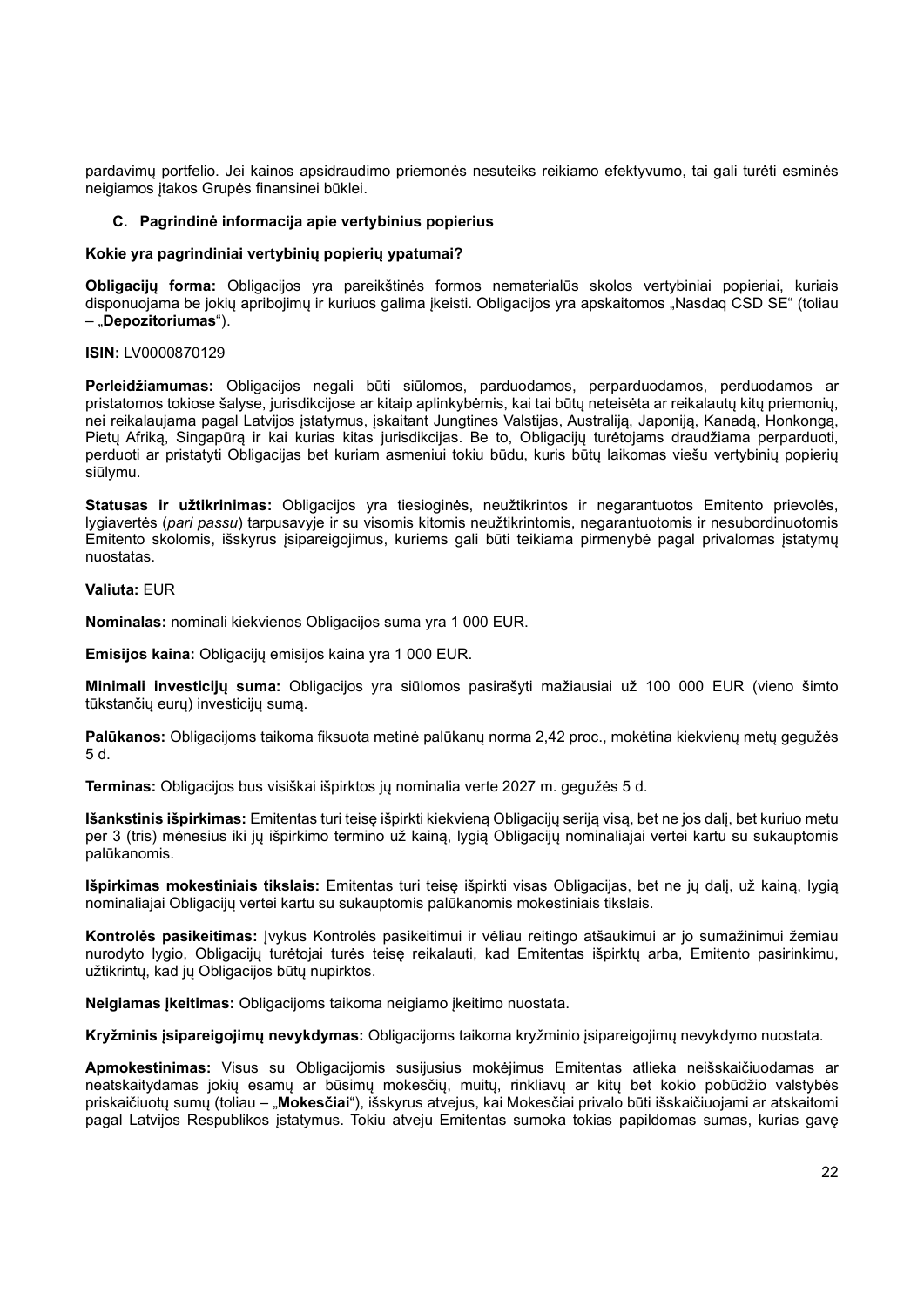pardavimų portfelio. Jei kainos apsidraudimo priemonės nesuteiks reikiamo efektyvumo, tai gali turėti esminės neigiamos įtakos Grupės finansinei būklei.

### C. Pagrindinė informacija apie vertybinius popierius

**Kokie yra pagrindiniai vertybinių popierių ypatumai?**

**Obligacijų forma:** Obligacijos yra pareikštinės formos nematerialūs skolos vertybiniai popieriai, kuriais disponuojama be jokių apribojimų ir kuriuos galima įkeisti. Obligacijos yra apskaitomos „Nasdaq CSD SE" (toliau – „**Depozitoriumas**").

**ISIN:** LV0000870129

**Perleidžiamumas:** Obligacijos negali būti siūlomos, parduodamos, perparduodamos, perduodamos ar pristatomos tokiose šalyse, jurisdikcijose ar kitaip aplinkybėmis, kai tai būtų neteisėta ar reikalautų kitų priemonių, nei reikalaujama pagal Latvijos įstatymus, įskaitant Jungtines Valstijas, Australiją, Japoniją, Kanadą, Honkongą, Pietų Afriką, Singapūrą ir kai kurias kitas jurisdikcijas. Be to, Obligacijų turėtojams draudžiama perparduoti, perduoti ar pristatyti Obligacijas bet kuriam asmeniui tokiu būdu, kuris būtų laikomas viešu vertybinių popierių siūlymu.

**Statusas ir užtikrinimas:** Obligacijos yra tiesioginės, neužtikrintos ir negarantuotos Emitento prievolės, lygiavertės (*pari passu*) tarpusavyje ir su visomis kitomis neužtikrintomis, negarantuotomis ir nesubordinuotomis Emitento skolomis, išskyrus įsipareigojimus, kuriems gali būti teikiama pirmenybė pagal privalomas įstatymų nuostatas.

**Valiuta:** EUR

**Nominalas:** nominali kiekvienos Obligacijos suma yra 1 000 EUR.

**Emisijos kaina:** Obligacijų emisijos kaina yra 1 000 EUR.

**Minimali investicijų suma:** Obligacijos yra siūlomos pasirašyti mažiausiai už 100 000 EUR (vieno šimto tūkstančių eurų) investicijų sumą.

**Palūkanos:** Obligacijoms taikoma fiksuota metinė palūkanų norma 2,42 proc., mokėtina kiekvienų metų gegužės 5 d.

**Terminas:** Obligacijos bus visiškai išpirktos jų nominalia verte 2027 m. gegužės 5 d.

**Išankstinis išpirkimas:** Emitentas turi teisę išpirkti kiekvieną Obligacijų seriją visą, bet ne jos dalį, bet kuriuo metu per 3 (tris) mėnesius iki jų išpirkimo termino už kainą, lygią Obligacijų nominaliajai vertei kartu su sukauptomis palūkanomis.

**Išpirkimas mokestiniais tikslais:** Emitentas turi teisę išpirkti visas Obligacijas, bet ne jų dalį, už kainą, lygią nominaliajai Obligacijų vertei kartu su sukauptomis palūkanomis mokestiniais tikslais.

**Kontrolės pasikeitimas:** Įvykus Kontrolės pasikeitimui ir vėliau reitingo atšaukimui ar jo sumažinimui žemiau nurodyto lygio, Obligacijų turėtojai turės teisę reikalauti, kad Emitentas išpirktų arba, Emitento pasirinkimu, užtikrintų, kad jų Obligacijos būtų nupirktos.

**Neigiamas įkeitimas:** Obligacijoms taikoma neigiamo įkeitimo nuostata.

**Kryžminis įsipareigojimų nevykdymas:** Obligacijoms taikoma kryžminio įsipareigojimų nevykdymo nuostata.

**Apmokestinimas:** Visus su Obligacijomis susijusius mokėjimus Emitentas atlieka neišskaičiuodamas ar neatskaitydamas jokių esamų ar būsimų mokesčių, muitų, rinkliavų ar kitų bet kokio pobūdžio valstybės priskaičiuotų sumų (toliau – „**Mokesčiai**"), išskyrus atvejus, kai Mokesčiai privalo būti išskaičiuojami ar atskaitomi pagal Latvijos Respublikos įstatymus. Tokiu atveju Emitentas sumoka tokias papildomas sumas, kurias gavę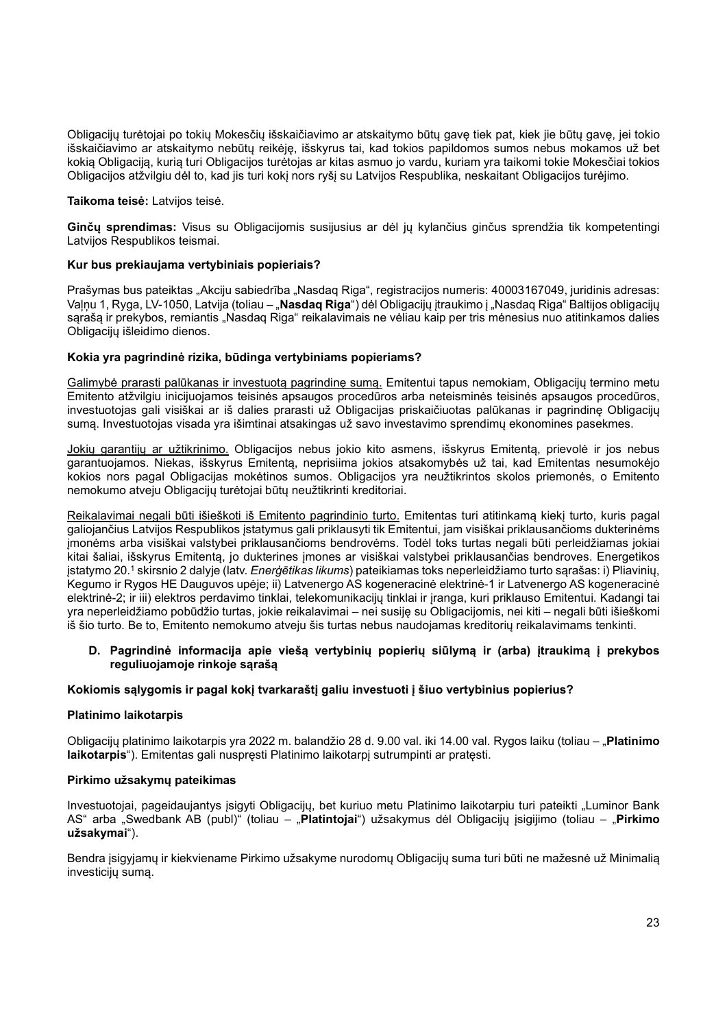Obligacijų turėtojai po tokių Mokesčių išskaičiavimo ar atskaitymo būtų gavę tiek pat, kiek jie būtų gavę, jei tokio išskaičiavimo ar atskaitymo nebūtų reikėję, išskyrus tai, kad tokios papildomos sumos nebus mokamos už bet kokią Obligaciją, kurią turi Obligacijos turėtojas ar kitas asmuo jo vardu, kuriam yra taikomi tokie Mokesčiai tokios Obligacijos atžvilgiu dėl to, kad jis turi kokį nors ryšį su Latvijos Respublika, neskaitant Obligacijos turėjimo.

**Taikoma teisė:** Latvijos teisė.

**Ginčų sprendimas:** Visus su Obligacijomis susijusius ar dėl jų kylančius ginčus sprendžia tik kompetentingi Latvijos Respublikos teismai.

**Kur bus prekiaujama vertybiniais popieriais?**

Prašymas bus pateiktas „Akciju sabiedrība „Nasdaq Riga", registracijos numeris: 40003167049, juridinis adresas: Vaļņu 1, Ryga, LV-1050, Latvija (toliau – „**Nasdaq Riga**") dėl Obligacijų įtraukimo į „Nasdaq Riga" Baltijos obligacijų sąrašą ir prekybos, remiantis „Nasdaq Riga" reikalavimais ne vėliau kaip per tris mėnesius nuo atitinkamos dalies Obligacijų išleidimo dienos.

**Kokia yra pagrindinė rizika, būdinga vertybiniams popieriams?**

Galimybė prarasti palūkanas ir investuotą pagrindinę sumą. Emitentui tapus nemokiam, Obligacijų termino metu Emitento atžvilgiu inicijuojamos teisinės apsaugos procedūros arba neteisminės teisinės apsaugos procedūros, investuotojas gali visiškai ar iš dalies prarasti už Obligacijas priskaičiuotas palūkanas ir pagrindinę Obligacijų sumą. Investuotojas visada yra išimtinai atsakingas už savo investavimo sprendimų ekonomines pasekmes.

Jokių garantijų ar užtikrinimo. Obligacijos nebus jokio kito asmens, išskyrus Emitentą, prievolė ir jos nebus garantuojamos. Niekas, išskyrus Emitentą, neprisiima jokios atsakomybės už tai, kad Emitentas nesumokėjo kokios nors pagal Obligacijas mokėtinos sumos. Obligacijos yra neužtikrintos skolos priemonės, o Emitento nemokumo atveju Obligacijų turėtojai būtų neužtikrinti kreditoriai.

Reikalavimai negali būti išieškoti iš Emitento pagrindinio turto. Emitentas turi atitinkamą kiekį turto, kuris pagal galiojančius Latvijos Respublikos įstatymus gali priklausyti tik Emitentui, jam visiškai priklausančioms dukterinėms įmonėms arba visiškai valstybei priklausančioms bendrovėms. Todėl toks turtas negali būti perleidžiamas jokiai kitai šaliai, išskyrus Emitentą, jo dukterines įmones ar visiškai valstybei priklausančias bendroves. Energetikos įstatymo 20.[1] skirsnio 2 dalyje (latv. *Enerģētikas likums*) pateikiamas toks neperleidžiamo turto sąrašas: i) Pliavinių, Kegumo ir Rygos HE Dauguvos upėje; ii) Latvenergo AS kogeneracinė elektrinė-1 ir Latvenergo AS kogeneracinė elektrinė-2; ir iii) elektros perdavimo tinklai, telekomunikacijų tinklai ir įranga, kuri priklauso Emitentui. Kadangi tai yra neperleidžiamo pobūdžio turtas, jokie reikalavimai – nei susiję su Obligacijomis, nei kiti – negali būti išieškomi iš šio turto. Be to, Emitento nemokumo atveju šis turtas nebus naudojamas kreditorių reikalavimams tenkinti.

**D. Pagrindinė informacija apie viešą vertybinių popierių siūlymą ir (arba) įtraukimą į prekybos reguliuojamoje rinkoje sąrašą**

**Kokiomis sąlygomis ir pagal kokį tvarkaraštį galiu investuoti į šiuo vertybinius popierius?**

**Platinimo laikotarpis**

Obligacijų platinimo laikotarpis yra 2022 m. balandžio 28 d. 9.00 val. iki 14.00 val. Rygos laiku (toliau – „**Platinimo laikotarpis**"). Emitentas gali nuspręsti Platinimo laikotarpį sutrumpinti ar pratęsti.

**Pirkimo užsakymų pateikimas**

Investuotojai, pageidaujantys įsigyti Obligacijų, bet kuriuo metu Platinimo laikotarpiu turi pateikti „Luminor Bank AS" arba „Swedbank AB (publ)" (toliau – „**Platintojai**") užsakymus dėl Obligacijų įsigijimo (toliau – „**Pirkimo užsakymai**").

Bendra įsigyjamų ir kiekviename Pirkimo užsakyme nurodomų Obligacijų suma turi būti ne mažesnė už Minimalią investicijų sumą.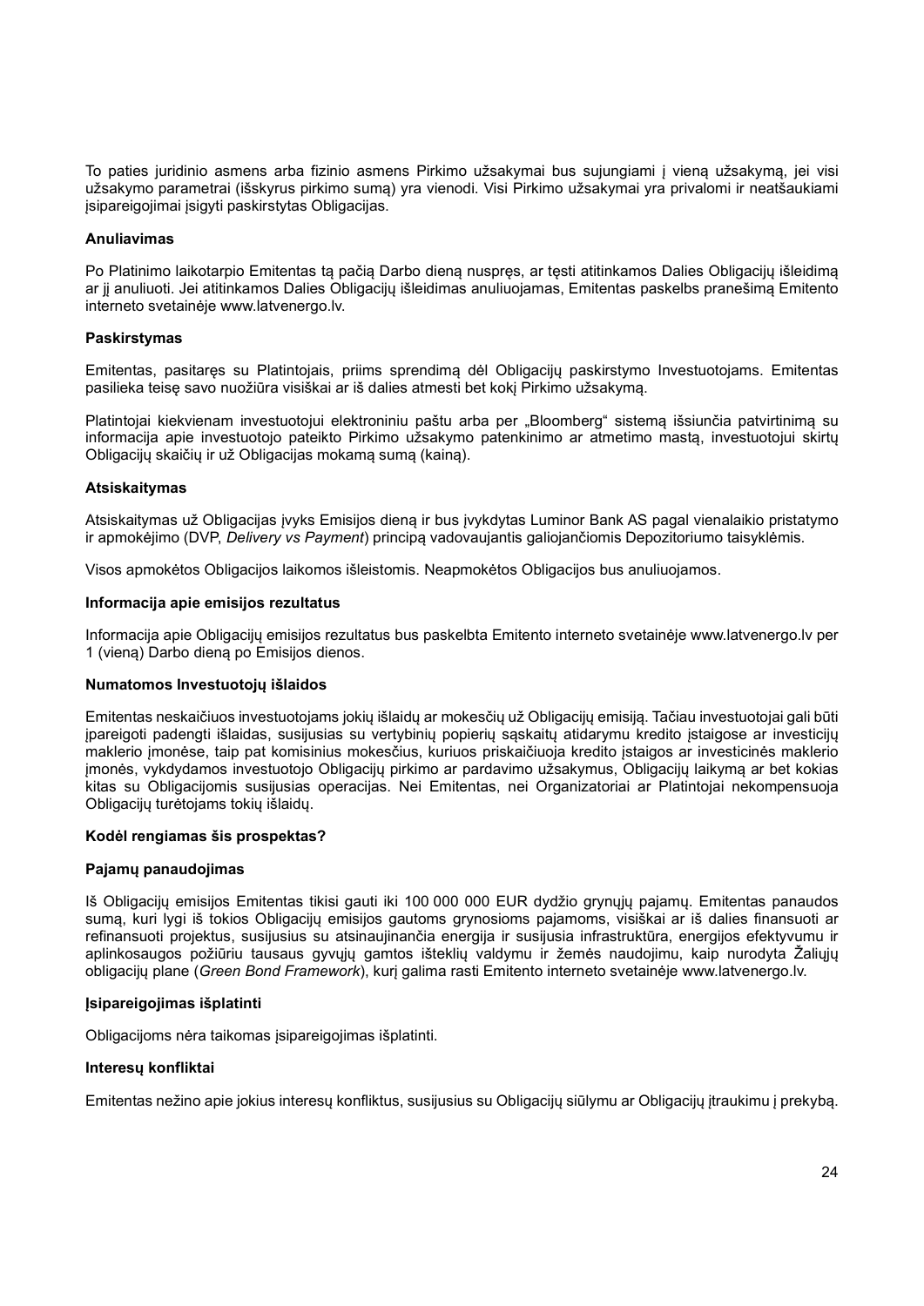To paties juridinio asmens arba fizinio asmens Pirkimo užsakymai bus sujungiami į vieną užsakymą, jei visi užsakymo parametrai (išskyrus pirkimo sumą) yra vienodi. Visi Pirkimo užsakymai yra privalomi ir neatšaukiami įsipareigojimai įsigyti paskirstytas Obligacijas.

**Anuliavimas**

Po Platinimo laikotarpio Emitentas tą pačią Darbo dieną nuspręs, ar tęsti atitinkamos Dalies Obligacijų išleidimą ar jį anuliuoti. Jei atitinkamos Dalies Obligacijų išleidimas anuliuojamas, Emitentas paskelbs pranešimą Emitento interneto svetainėje www.latvenergo.lv.

**Paskirstymas**

Emitentas, pasitaręs su Platintojais, priims sprendimą dėl Obligacijų paskirstymo Investuotojams. Emitentas pasilieka teisę savo nuožiūra visiškai ar iš dalies atmesti bet kokį Pirkimo užsakymą.

Platintojai kiekvienam investuotojui elektroniniu paštu arba per „Bloomberg“ sistemą išsiunčia patvirtinimą su informacija apie investuotojo pateikto Pirkimo užsakymo patenkinimo ar atmetimo mastą, investuotojui skirtų Obligacijų skaičių ir už Obligacijas mokamą sumą (kainą).

**Atsiskaitymas**

Atsiskaitymas už Obligacijas įvyks Emisijos dieną ir bus įvykdytas Luminor Bank AS pagal vienalaikio pristatymo ir apmokėjimo (DVP, *Delivery vs Payment*) principą vadovaujantis galiojančiomis Depozitoriumo taisyklėmis.

Visos apmokėtos Obligacijos laikomos išleistomis. Neapmokėtos Obligacijos bus anuliuojamos.

**Informacija apie emisijos rezultatus**

Informacija apie Obligacijų emisijos rezultatus bus paskelbta Emitento interneto svetainėje www.latvenergo.lv per 1 (vieną) Darbo dieną po Emisijos dienos.

**Numatomos Investuotojų išlaidos**

Emitentas neskaičiuos investuotojams jokių išlaidų ar mokesčių už Obligacijų emisiją. Tačiau investuotojai gali būti įpareigoti padengti išlaidas, susijusias su vertybinių popierių sąskaitų atidarymu kredito įstaigose ar investicijų maklerio įmonėse, taip pat komisinius mokesčius, kuriuos priskaičiuoja kredito įstaigos ar investicinės maklerio įmonės, vykdydamos investuotojo Obligacijų pirkimo ar pardavimo užsakymus, Obligacijų laikymą ar bet kokias kitas su Obligacijomis susijusias operacijas. Nei Emitentas, nei Organizatoriai ar Platintojai nekompensuoja Obligacijų turėtojams tokių išlaidų.

**Kodėl rengiamas šis prospektas?**

**Pajamų panaudojimas**

Iš Obligacijų emisijos Emitentas tikisi gauti iki 100 000 000 EUR dydžio grynųjų pajamų. Emitentas panaudos sumą, kuri lygi iš tokios Obligacijų emisijos gautoms grynosioms pajamoms, visiškai ar iš dalies finansuoti ar refinansuoti projektus, susijusius su atsinaujinančia energija ir susijusia infrastruktūra, energijos efektyvumu ir aplinkosaugos požiūriu tausaus gyvųjų gamtos išteklių valdymu ir žemės naudojimu, kaip nurodyta Žaliųjų obligacijų plane (*Green Bond Framework*), kurį galima rasti Emitento interneto svetainėje www.latvenergo.lv.

**Įsipareigojimas išplatinti**

Obligacijoms nėra taikomas įsipareigojimas išplatinti.

**Interesų konfliktai**

Emitentas nežino apie jokius interesų konfliktus, susijusius su Obligacijų siūlymu ar Obligacijų įtraukimu į prekybą.